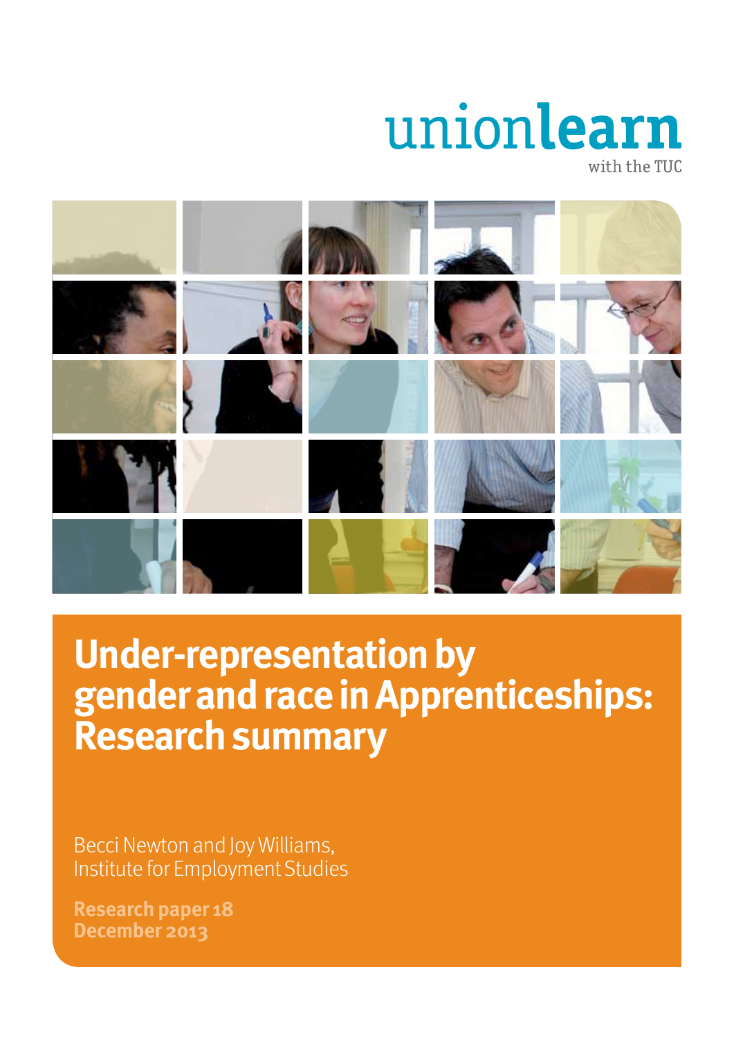unionlearn

with the TUC

# Under-representation by gender and race in Apprenticeships: Research summary

Becci Newton and Joy Williams,
Institute for Employment Studies

**Research paper 18**
**December 2013**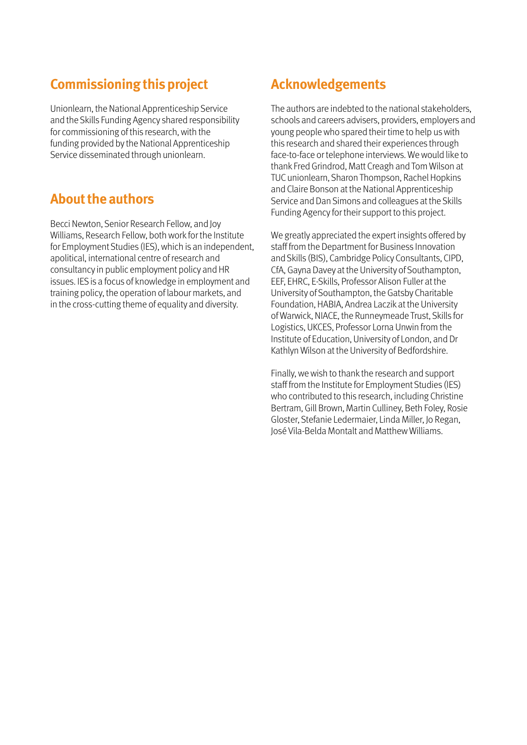## Commissioning this project

Unionlearn, the National Apprenticeship Service and the Skills Funding Agency shared responsibility for commissioning of this research, with the funding provided by the National Apprenticeship Service disseminated through unionlearn.

## About the authors

Becci Newton, Senior Research Fellow, and Joy Williams, Research Fellow, both work for the Institute for Employment Studies (IES), which is an independent, apolitical, international centre of research and consultancy in public employment policy and HR issues. IES is a focus of knowledge in employment and training policy, the operation of labour markets, and in the cross-cutting theme of equality and diversity.

## Acknowledgements

The authors are indebted to the national stakeholders, schools and careers advisers, providers, employers and young people who spared their time to help us with this research and shared their experiences through face-to-face or telephone interviews. We would like to thank Fred Grindrod, Matt Creagh and Tom Wilson at TUC unionlearn, Sharon Thompson, Rachel Hopkins and Claire Bonson at the National Apprenticeship Service and Dan Simons and colleagues at the Skills Funding Agency for their support to this project.

We greatly appreciated the expert insights offered by staff from the Department for Business Innovation and Skills (BIS), Cambridge Policy Consultants, CIPD, CfA, Gayna Davey at the University of Southampton, EEF, EHRC, E-Skills, Professor Alison Fuller at the University of Southampton, the Gatsby Charitable Foundation, HABIA, Andrea Laczik at the University of Warwick, NIACE, the Runneymeade Trust, Skills for Logistics, UKCES, Professor Lorna Unwin from the Institute of Education, University of London, and Dr Kathlyn Wilson at the University of Bedfordshire.

Finally, we wish to thank the research and support staff from the Institute for Employment Studies (IES) who contributed to this research, including Christine Bertram, Gill Brown, Martin Culliney, Beth Foley, Rosie Gloster, Stefanie Ledermaier, Linda Miller, Jo Regan, José Vila-Belda Montalt and Matthew Williams.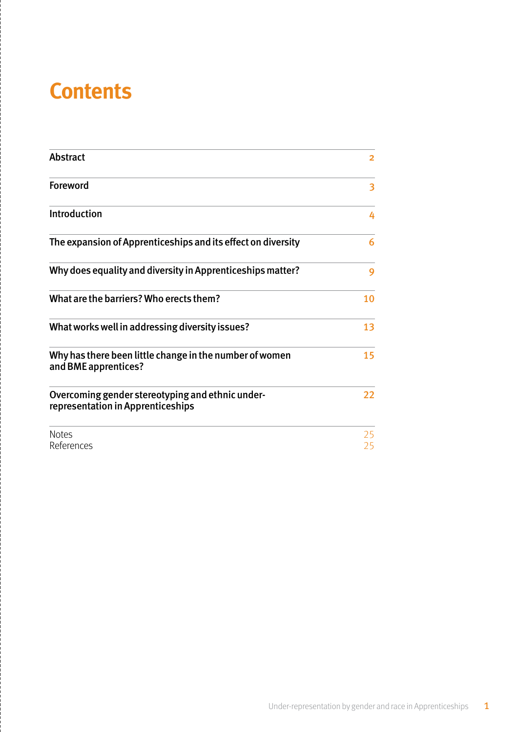# Contents

| | |
|---|---|
| **Abstract** | 2 |
| **Foreword** | 3 |
| **Introduction** | 4 |
| **The expansion of Apprenticeships and its effect on diversity** | 6 |
| **Why does equality and diversity in Apprenticeships matter?** | 9 |
| **What are the barriers? Who erects them?** | 10 |
| **What works well in addressing diversity issues?** | 13 |
| **Why has there been little change in the number of women and BME apprentices?** | 15 |
| **Overcoming gender stereotyping and ethnic under-representation in Apprenticeships** | 22 |
| Notes | 25 |
| References | 25 |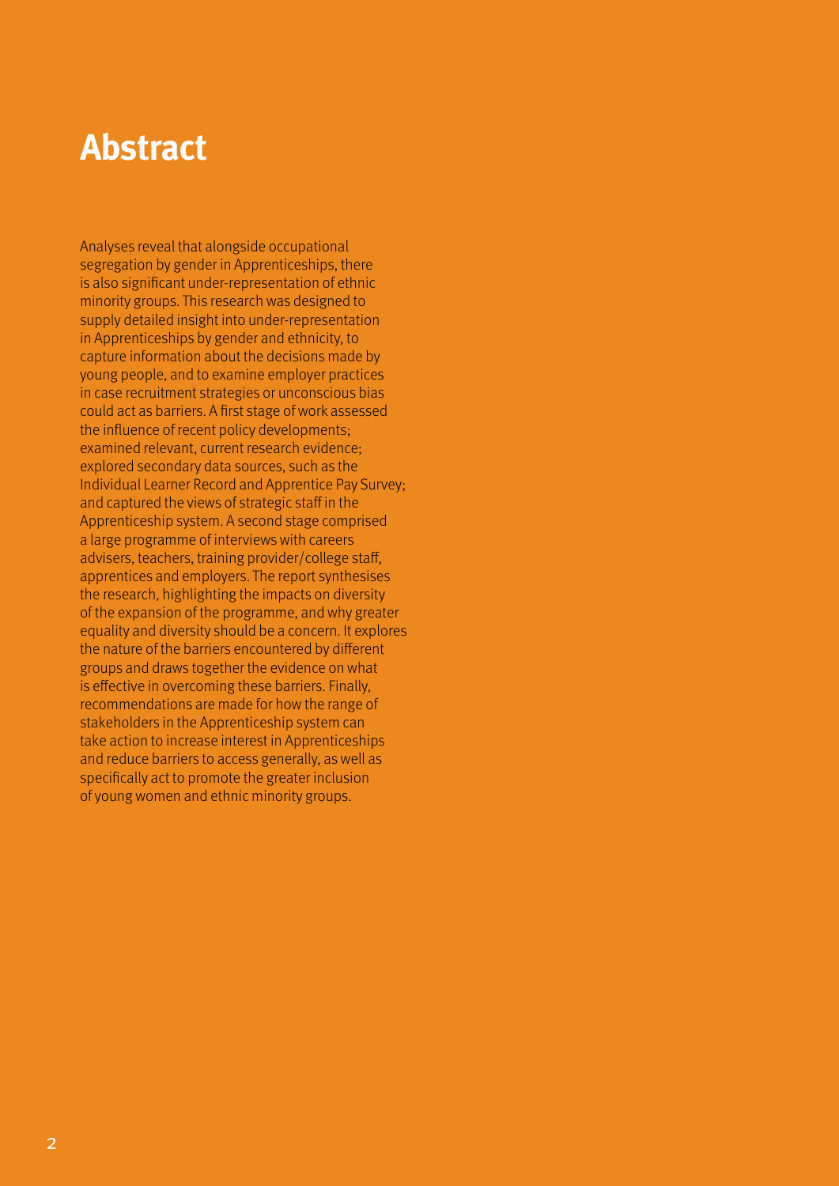# Abstract

Analyses reveal that alongside occupational segregation by gender in Apprenticeships, there is also significant under-representation of ethnic minority groups. This research was designed to supply detailed insight into under-representation in Apprenticeships by gender and ethnicity, to capture information about the decisions made by young people, and to examine employer practices in case recruitment strategies or unconscious bias could act as barriers. A first stage of work assessed the influence of recent policy developments; examined relevant, current research evidence; explored secondary data sources, such as the Individual Learner Record and Apprentice Pay Survey; and captured the views of strategic staff in the Apprenticeship system. A second stage comprised a large programme of interviews with careers advisers, teachers, training provider/college staff, apprentices and employers. The report synthesises the research, highlighting the impacts on diversity of the expansion of the programme, and why greater equality and diversity should be a concern. It explores the nature of the barriers encountered by different groups and draws together the evidence on what is effective in overcoming these barriers. Finally, recommendations are made for how the range of stakeholders in the Apprenticeship system can take action to increase interest in Apprenticeships and reduce barriers to access generally, as well as specifically act to promote the greater inclusion of young women and ethnic minority groups.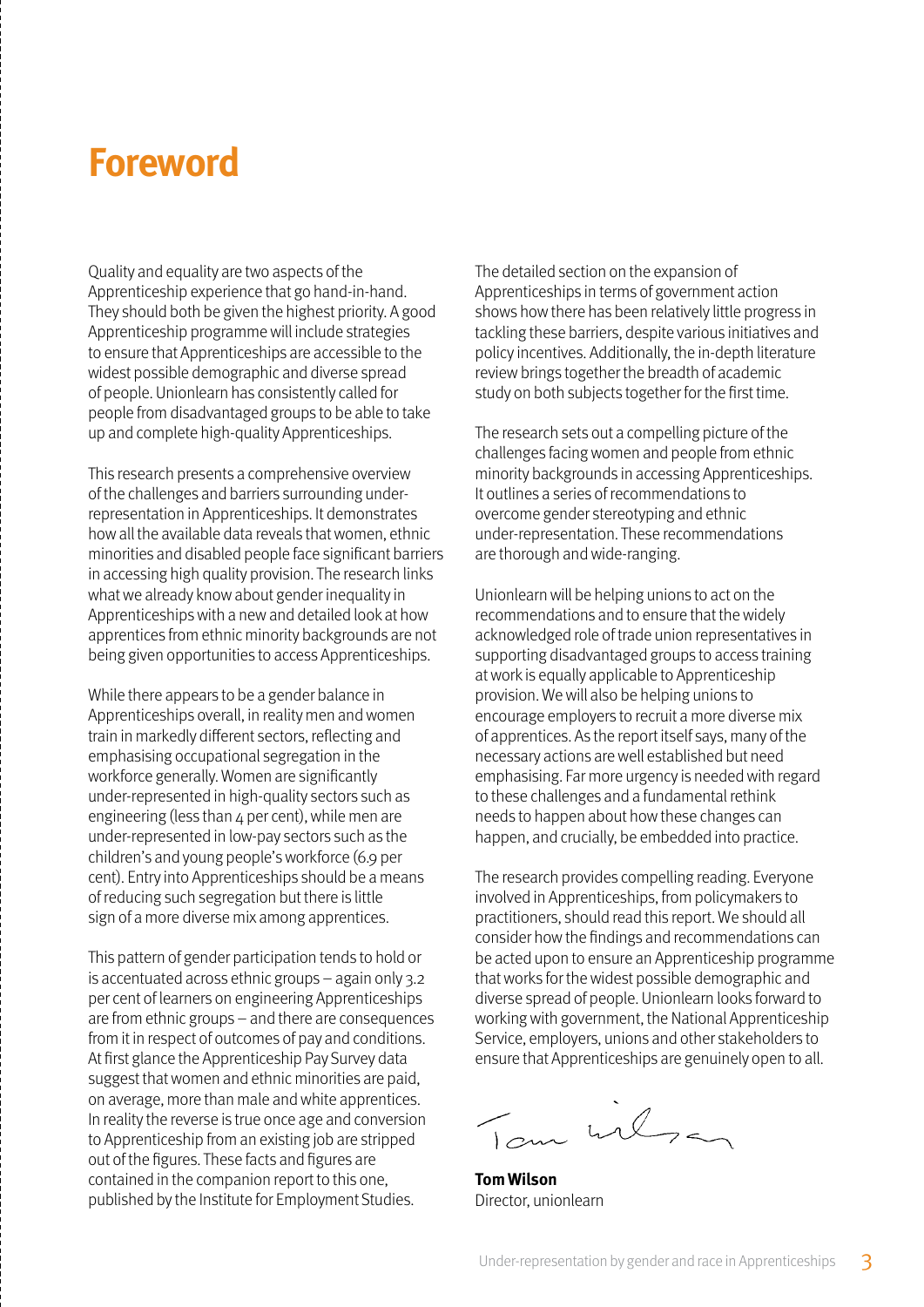# Foreword

Quality and equality are two aspects of the Apprenticeship experience that go hand-in-hand. They should both be given the highest priority. A good Apprenticeship programme will include strategies to ensure that Apprenticeships are accessible to the widest possible demographic and diverse spread of people. Unionlearn has consistently called for people from disadvantaged groups to be able to take up and complete high-quality Apprenticeships.

This research presents a comprehensive overview of the challenges and barriers surrounding under-representation in Apprenticeships. It demonstrates how all the available data reveals that women, ethnic minorities and disabled people face significant barriers in accessing high quality provision. The research links what we already know about gender inequality in Apprenticeships with a new and detailed look at how apprentices from ethnic minority backgrounds are not being given opportunities to access Apprenticeships.

While there appears to be a gender balance in Apprenticeships overall, in reality men and women train in markedly different sectors, reflecting and emphasising occupational segregation in the workforce generally. Women are significantly under-represented in high-quality sectors such as engineering (less than 4 per cent), while men are under-represented in low-pay sectors such as the children's and young people's workforce (6.9 per cent). Entry into Apprenticeships should be a means of reducing such segregation but there is little sign of a more diverse mix among apprentices.

This pattern of gender participation tends to hold or is accentuated across ethnic groups – again only 3.2 per cent of learners on engineering Apprenticeships are from ethnic groups – and there are consequences from it in respect of outcomes of pay and conditions. At first glance the Apprenticeship Pay Survey data suggest that women and ethnic minorities are paid, on average, more than male and white apprentices. In reality the reverse is true once age and conversion to Apprenticeship from an existing job are stripped out of the figures. These facts and figures are contained in the companion report to this one, published by the Institute for Employment Studies.

The detailed section on the expansion of Apprenticeships in terms of government action shows how there has been relatively little progress in tackling these barriers, despite various initiatives and policy incentives. Additionally, the in-depth literature review brings together the breadth of academic study on both subjects together for the first time.

The research sets out a compelling picture of the challenges facing women and people from ethnic minority backgrounds in accessing Apprenticeships. It outlines a series of recommendations to overcome gender stereotyping and ethnic under-representation. These recommendations are thorough and wide-ranging.

Unionlearn will be helping unions to act on the recommendations and to ensure that the widely acknowledged role of trade union representatives in supporting disadvantaged groups to access training at work is equally applicable to Apprenticeship provision. We will also be helping unions to encourage employers to recruit a more diverse mix of apprentices. As the report itself says, many of the necessary actions are well established but need emphasising. Far more urgency is needed with regard to these challenges and a fundamental rethink needs to happen about how these changes can happen, and crucially, be embedded into practice.

The research provides compelling reading. Everyone involved in Apprenticeships, from policymakers to practitioners, should read this report. We should all consider how the findings and recommendations can be acted upon to ensure an Apprenticeship programme that works for the widest possible demographic and diverse spread of people. Unionlearn looks forward to working with government, the National Apprenticeship Service, employers, unions and other stakeholders to ensure that Apprenticeships are genuinely open to all.

**Tom Wilson**
Director, unionlearn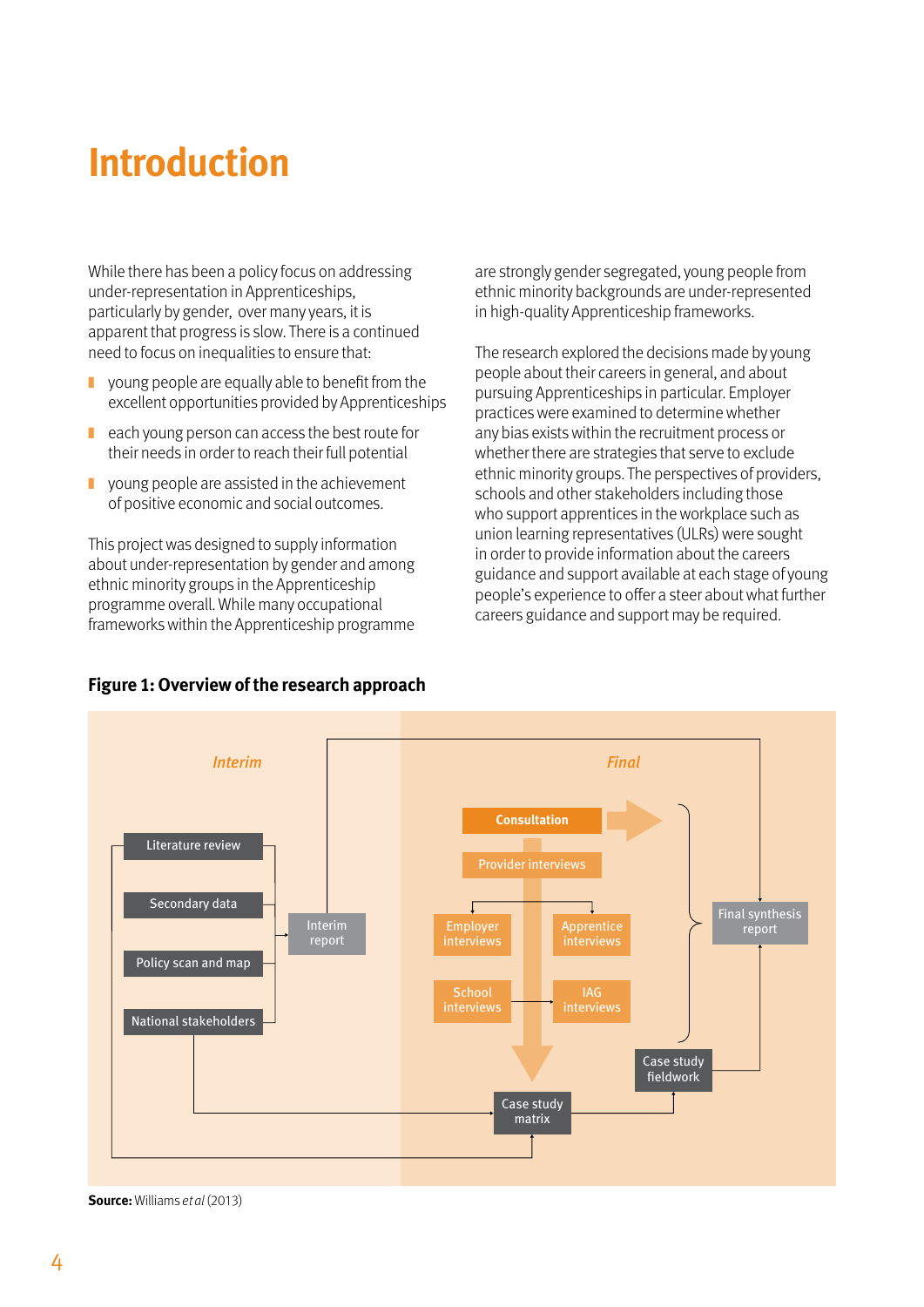# Introduction

While there has been a policy focus on addressing under-representation in Apprenticeships, particularly by gender, over many years, it is apparent that progress is slow. There is a continued need to focus on inequalities to ensure that:

- young people are equally able to benefit from the excellent opportunities provided by Apprenticeships
- each young person can access the best route for their needs in order to reach their full potential
- young people are assisted in the achievement of positive economic and social outcomes.

This project was designed to supply information about under-representation by gender and among ethnic minority groups in the Apprenticeship programme overall. While many occupational frameworks within the Apprenticeship programme are strongly gender segregated, young people from ethnic minority backgrounds are under-represented in high-quality Apprenticeship frameworks.

The research explored the decisions made by young people about their careers in general, and about pursuing Apprenticeships in particular. Employer practices were examined to determine whether any bias exists within the recruitment process or whether there are strategies that serve to exclude ethnic minority groups. The perspectives of providers, schools and other stakeholders including those who support apprentices in the workplace such as union learning representatives (ULRs) were sought in order to provide information about the careers guidance and support available at each stage of young people's experience to offer a steer about what further careers guidance and support may be required.

**Figure 1: Overview of the research approach**

*Interim*

- Literature review
- Secondary data
- Policy scan and map
- National stakeholders

→ Interim report

*Final*

- Consultation
- Provider interviews
- Employer interviews
- Apprentice interviews
- School interviews
- IAG interviews

→ Case study matrix → Case study fieldwork → Final synthesis report

**Source:** Williams *et al* (2013)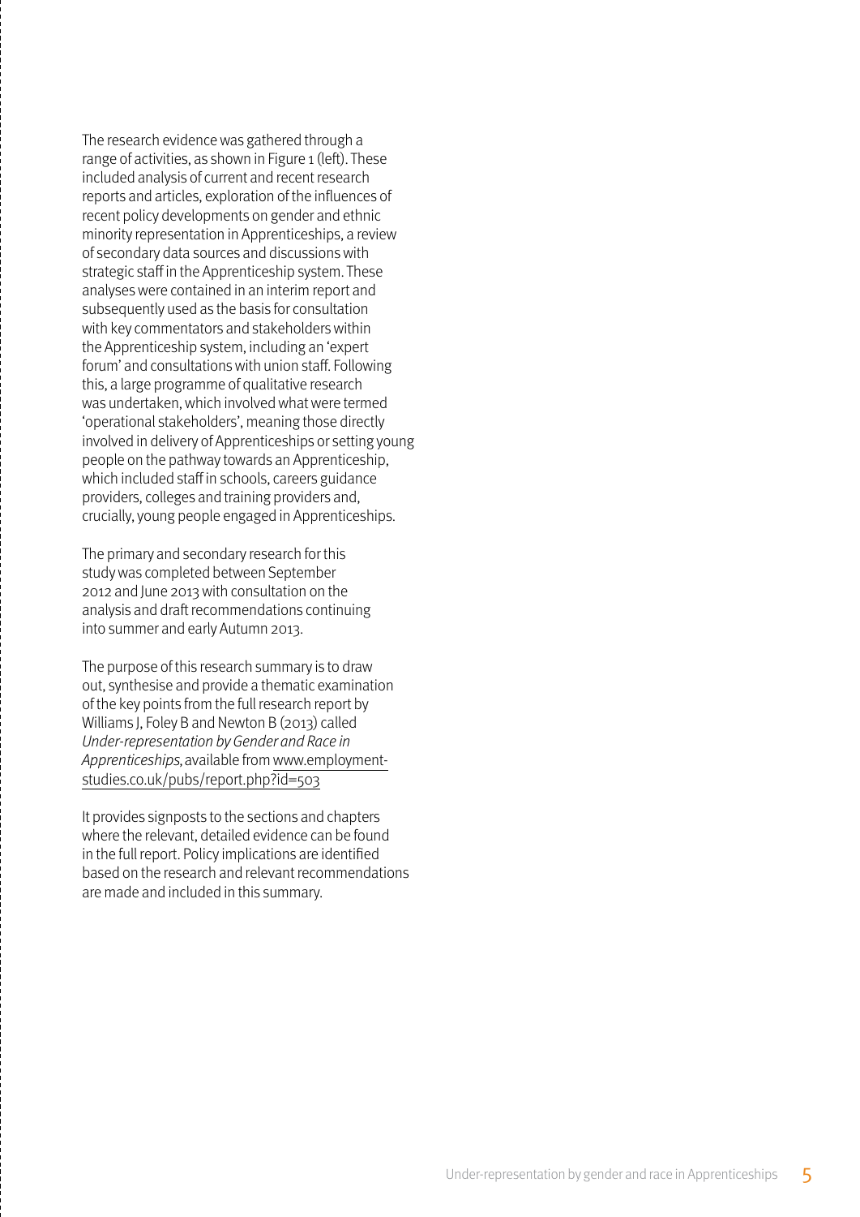The research evidence was gathered through a range of activities, as shown in Figure 1 (left). These included analysis of current and recent research reports and articles, exploration of the influences of recent policy developments on gender and ethnic minority representation in Apprenticeships, a review of secondary data sources and discussions with strategic staff in the Apprenticeship system. These analyses were contained in an interim report and subsequently used as the basis for consultation with key commentators and stakeholders within the Apprenticeship system, including an 'expert forum' and consultations with union staff. Following this, a large programme of qualitative research was undertaken, which involved what were termed 'operational stakeholders', meaning those directly involved in delivery of Apprenticeships or setting young people on the pathway towards an Apprenticeship, which included staff in schools, careers guidance providers, colleges and training providers and, crucially, young people engaged in Apprenticeships.

The primary and secondary research for this study was completed between September 2012 and June 2013 with consultation on the analysis and draft recommendations continuing into summer and early Autumn 2013.

The purpose of this research summary is to draw out, synthesise and provide a thematic examination of the key points from the full research report by Williams J, Foley B and Newton B (2013) called *Under-representation by Gender and Race in Apprenticeships,* available from www.employment-studies.co.uk/pubs/report.php?id=503

It provides signposts to the sections and chapters where the relevant, detailed evidence can be found in the full report. Policy implications are identified based on the research and relevant recommendations are made and included in this summary.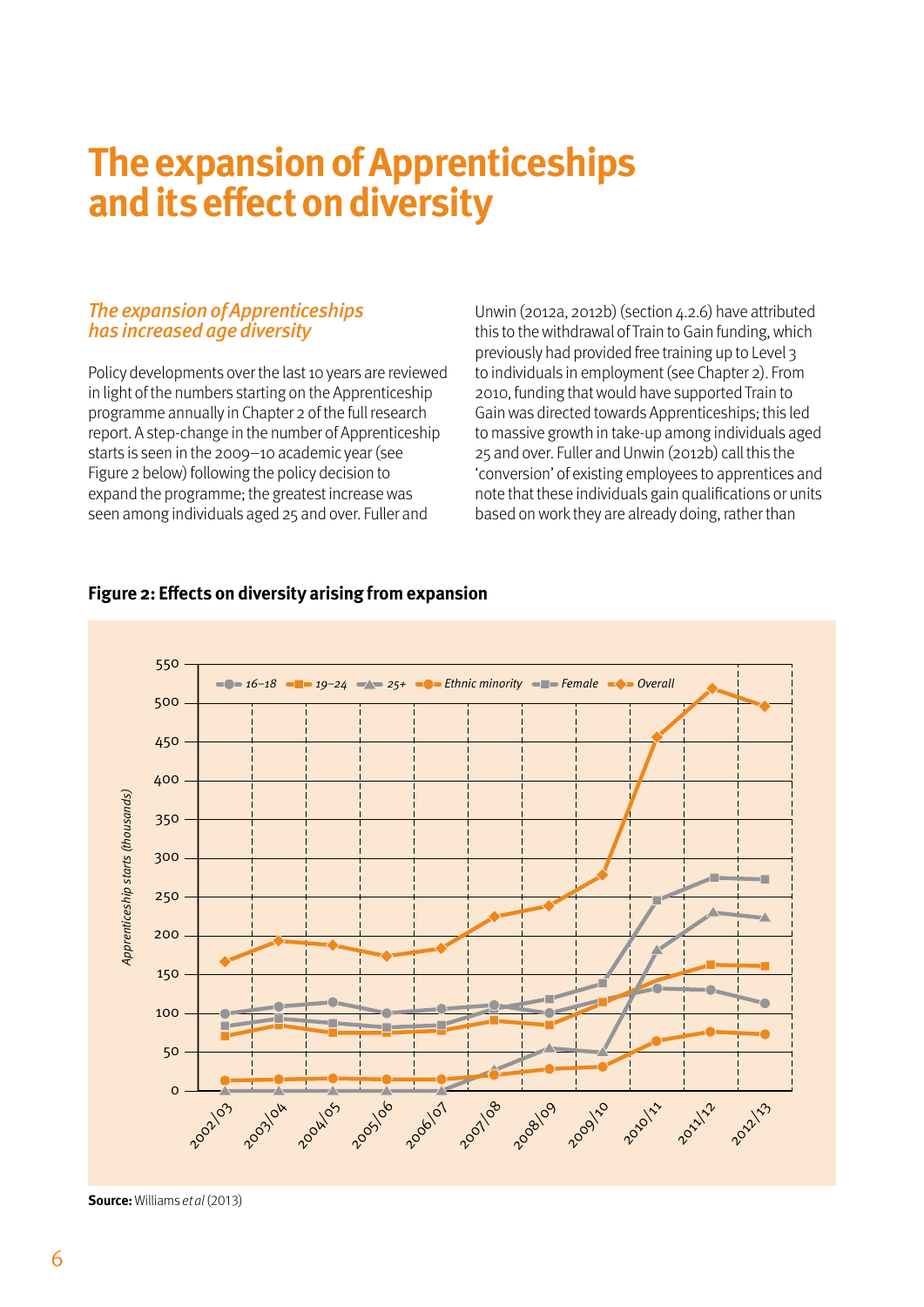# The expansion of Apprenticeships and its effect on diversity

## *The expansion of Apprenticeships has increased age diversity*

Policy developments over the last 10 years are reviewed in light of the numbers starting on the Apprenticeship programme annually in Chapter 2 of the full research report. A step-change in the number of Apprenticeship starts is seen in the 2009–10 academic year (see Figure 2 below) following the policy decision to expand the programme; the greatest increase was seen among individuals aged 25 and over. Fuller and Unwin (2012a, 2012b) (section 4.2.6) have attributed this to the withdrawal of Train to Gain funding, which previously had provided free training up to Level 3 to individuals in employment (see Chapter 2). From 2010, funding that would have supported Train to Gain was directed towards Apprenticeships; this led to massive growth in take-up among individuals aged 25 and over. Fuller and Unwin (2012b) call this the 'conversion' of existing employees to apprentices and note that these individuals gain qualifications or units based on work they are already doing, rather than

**Figure 2: Effects on diversity arising from expansion**

**Source:** Williams *et al* (2013)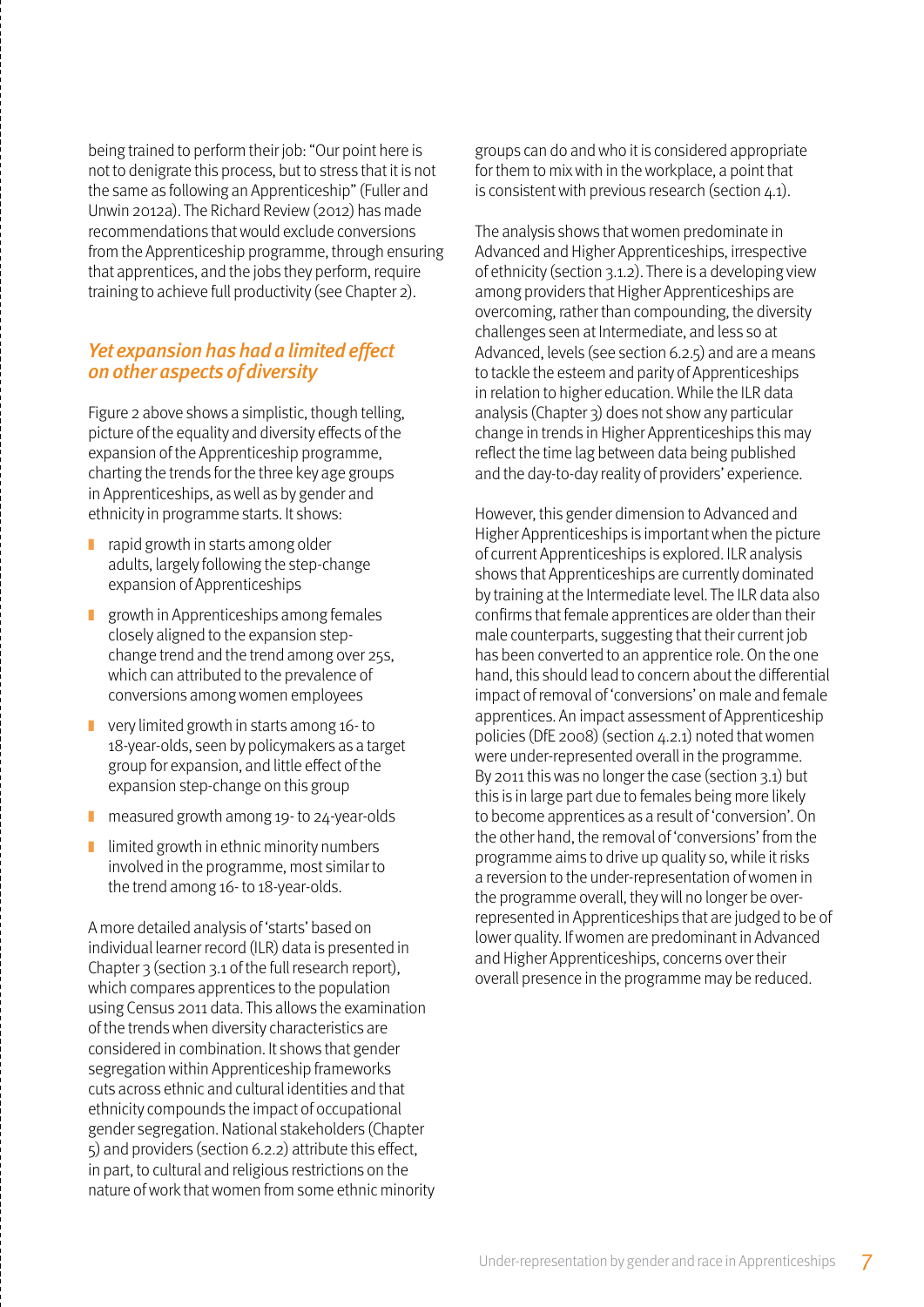being trained to perform their job: "Our point here is not to denigrate this process, but to stress that it is not the same as following an Apprenticeship" (Fuller and Unwin 2012a). The Richard Review (2012) has made recommendations that would exclude conversions from the Apprenticeship programme, through ensuring that apprentices, and the jobs they perform, require training to achieve full productivity (see Chapter 2).

## *Yet expansion has had a limited effect on other aspects of diversity*

Figure 2 above shows a simplistic, though telling, picture of the equality and diversity effects of the expansion of the Apprenticeship programme, charting the trends for the three key age groups in Apprenticeships, as well as by gender and ethnicity in programme starts. It shows:

- rapid growth in starts among older adults, largely following the step-change expansion of Apprenticeships
- growth in Apprenticeships among females closely aligned to the expansion step-change trend and the trend among over 25s, which can attributed to the prevalence of conversions among women employees
- very limited growth in starts among 16- to 18-year-olds, seen by policymakers as a target group for expansion, and little effect of the expansion step-change on this group
- measured growth among 19- to 24-year-olds
- limited growth in ethnic minority numbers involved in the programme, most similar to the trend among 16- to 18-year-olds.

A more detailed analysis of 'starts' based on individual learner record (ILR) data is presented in Chapter 3 (section 3.1 of the full research report), which compares apprentices to the population using Census 2011 data. This allows the examination of the trends when diversity characteristics are considered in combination. It shows that gender segregation within Apprenticeship frameworks cuts across ethnic and cultural identities and that ethnicity compounds the impact of occupational gender segregation. National stakeholders (Chapter 5) and providers (section 6.2.2) attribute this effect, in part, to cultural and religious restrictions on the nature of work that women from some ethnic minority groups can do and who it is considered appropriate for them to mix with in the workplace, a point that is consistent with previous research (section 4.1).

The analysis shows that women predominate in Advanced and Higher Apprenticeships, irrespective of ethnicity (section 3.1.2). There is a developing view among providers that Higher Apprenticeships are overcoming, rather than compounding, the diversity challenges seen at Intermediate, and less so at Advanced, levels (see section 6.2.5) and are a means to tackle the esteem and parity of Apprenticeships in relation to higher education. While the ILR data analysis (Chapter 3) does not show any particular change in trends in Higher Apprenticeships this may reflect the time lag between data being published and the day-to-day reality of providers' experience.

However, this gender dimension to Advanced and Higher Apprenticeships is important when the picture of current Apprenticeships is explored. ILR analysis shows that Apprenticeships are currently dominated by training at the Intermediate level. The ILR data also confirms that female apprentices are older than their male counterparts, suggesting that their current job has been converted to an apprentice role. On the one hand, this should lead to concern about the differential impact of removal of 'conversions' on male and female apprentices. An impact assessment of Apprenticeship policies (DfE 2008) (section 4.2.1) noted that women were under-represented overall in the programme. By 2011 this was no longer the case (section 3.1) but this is in large part due to females being more likely to become apprentices as a result of 'conversion'. On the other hand, the removal of 'conversions' from the programme aims to drive up quality so, while it risks a reversion to the under-representation of women in the programme overall, they will no longer be over-represented in Apprenticeships that are judged to be of lower quality. If women are predominant in Advanced and Higher Apprenticeships, concerns over their overall presence in the programme may be reduced.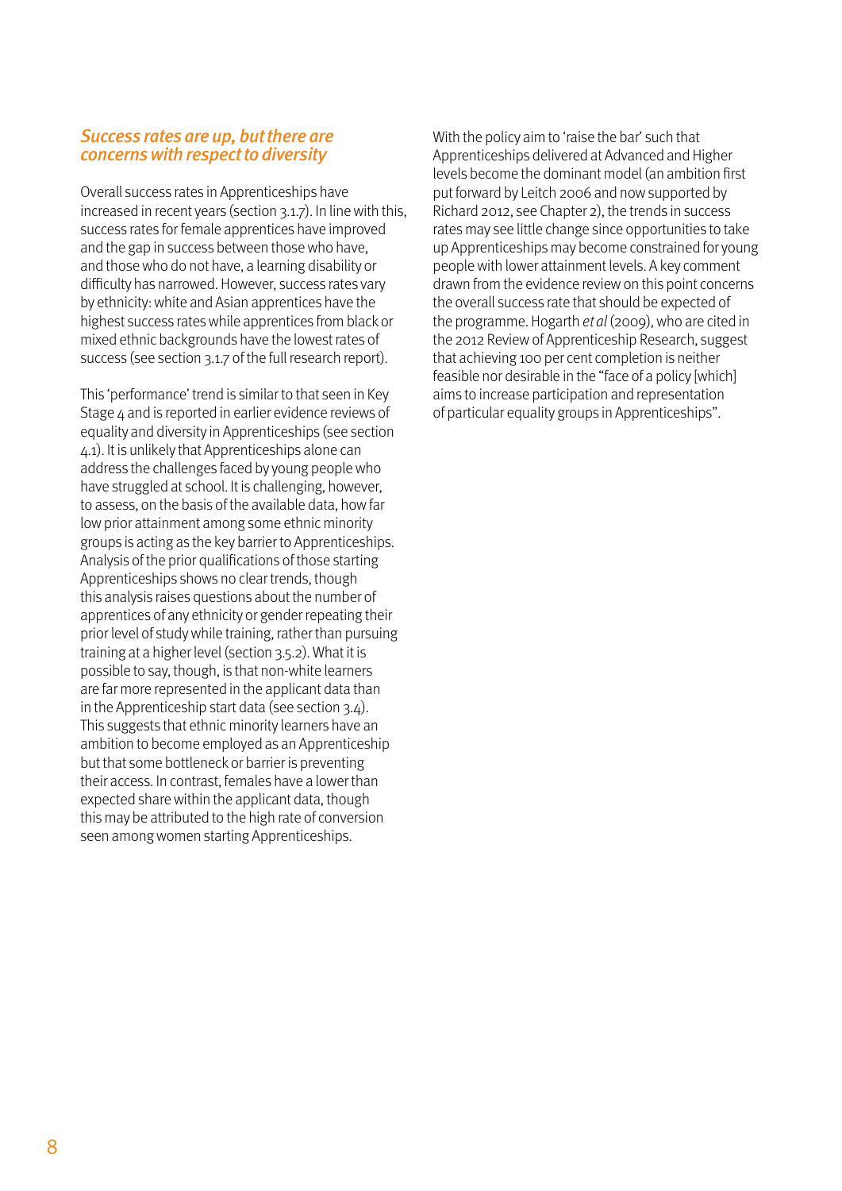### *Success rates are up, but there are concerns with respect to diversity*

Overall success rates in Apprenticeships have increased in recent years (section 3.1.7). In line with this, success rates for female apprentices have improved and the gap in success between those who have, and those who do not have, a learning disability or difficulty has narrowed. However, success rates vary by ethnicity: white and Asian apprentices have the highest success rates while apprentices from black or mixed ethnic backgrounds have the lowest rates of success (see section 3.1.7 of the full research report).

This 'performance' trend is similar to that seen in Key Stage 4 and is reported in earlier evidence reviews of equality and diversity in Apprenticeships (see section 4.1). It is unlikely that Apprenticeships alone can address the challenges faced by young people who have struggled at school. It is challenging, however, to assess, on the basis of the available data, how far low prior attainment among some ethnic minority groups is acting as the key barrier to Apprenticeships. Analysis of the prior qualifications of those starting Apprenticeships shows no clear trends, though this analysis raises questions about the number of apprentices of any ethnicity or gender repeating their prior level of study while training, rather than pursuing training at a higher level (section 3.5.2). What it is possible to say, though, is that non-white learners are far more represented in the applicant data than in the Apprenticeship start data (see section 3.4). This suggests that ethnic minority learners have an ambition to become employed as an Apprenticeship but that some bottleneck or barrier is preventing their access. In contrast, females have a lower than expected share within the applicant data, though this may be attributed to the high rate of conversion seen among women starting Apprenticeships.

With the policy aim to 'raise the bar' such that Apprenticeships delivered at Advanced and Higher levels become the dominant model (an ambition first put forward by Leitch 2006 and now supported by Richard 2012, see Chapter 2), the trends in success rates may see little change since opportunities to take up Apprenticeships may become constrained for young people with lower attainment levels. A key comment drawn from the evidence review on this point concerns the overall success rate that should be expected of the programme. Hogarth *et al* (2009), who are cited in the 2012 Review of Apprenticeship Research, suggest that achieving 100 per cent completion is neither feasible nor desirable in the "face of a policy [which] aims to increase participation and representation of particular equality groups in Apprenticeships".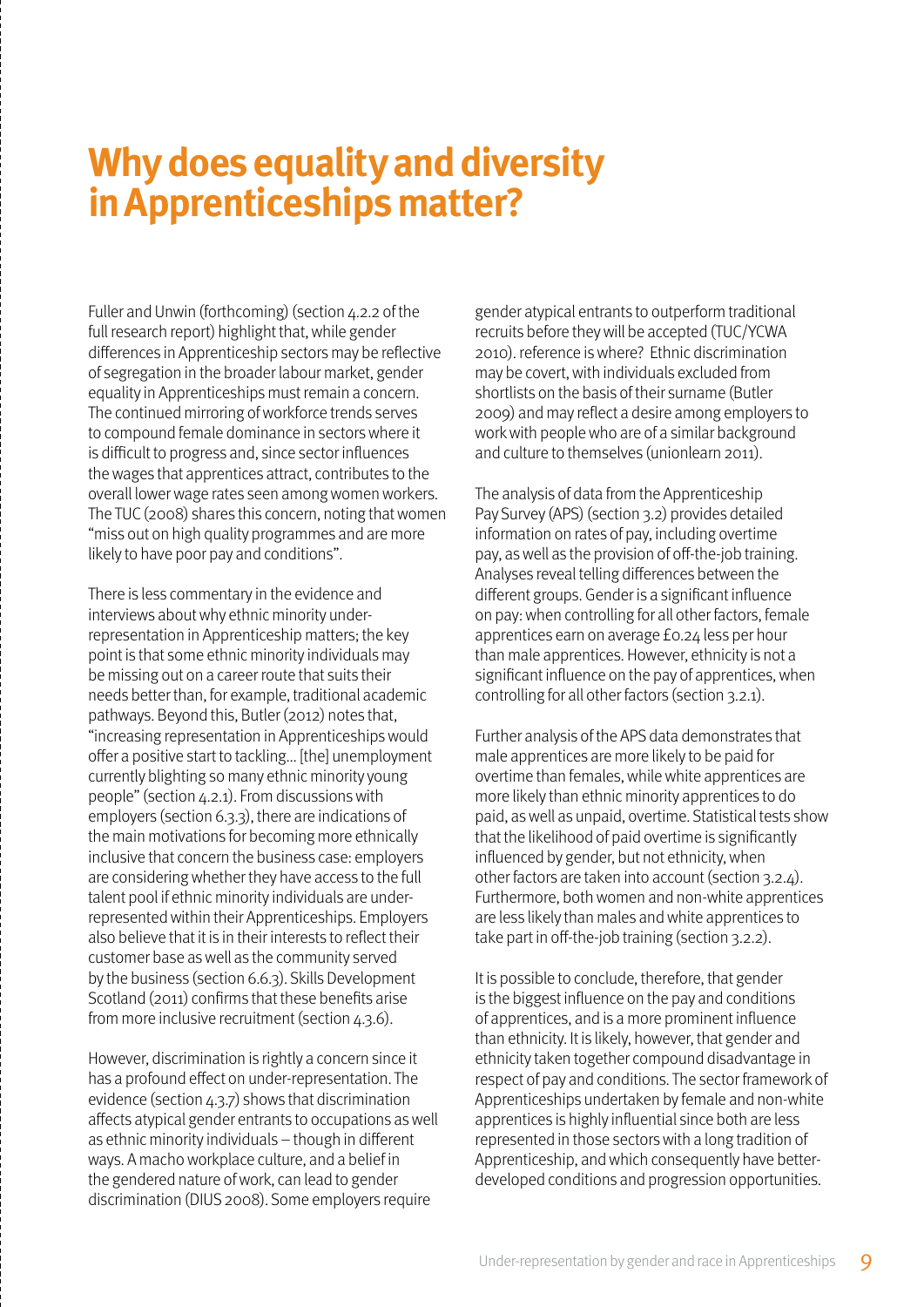# Why does equality and diversity in Apprenticeships matter?

Fuller and Unwin (forthcoming) (section 4.2.2 of the full research report) highlight that, while gender differences in Apprenticeship sectors may be reflective of segregation in the broader labour market, gender equality in Apprenticeships must remain a concern. The continued mirroring of workforce trends serves to compound female dominance in sectors where it is difficult to progress and, since sector influences the wages that apprentices attract, contributes to the overall lower wage rates seen among women workers. The TUC (2008) shares this concern, noting that women "miss out on high quality programmes and are more likely to have poor pay and conditions".

There is less commentary in the evidence and interviews about why ethnic minority under-representation in Apprenticeship matters; the key point is that some ethnic minority individuals may be missing out on a career route that suits their needs better than, for example, traditional academic pathways. Beyond this, Butler (2012) notes that, "increasing representation in Apprenticeships would offer a positive start to tackling… [the] unemployment currently blighting so many ethnic minority young people" (section 4.2.1). From discussions with employers (section 6.3.3), there are indications of the main motivations for becoming more ethnically inclusive that concern the business case: employers are considering whether they have access to the full talent pool if ethnic minority individuals are under-represented within their Apprenticeships. Employers also believe that it is in their interests to reflect their customer base as well as the community served by the business (section 6.6.3). Skills Development Scotland (2011) confirms that these benefits arise from more inclusive recruitment (section 4.3.6).

However, discrimination is rightly a concern since it has a profound effect on under-representation. The evidence (section 4.3.7) shows that discrimination affects atypical gender entrants to occupations as well as ethnic minority individuals – though in different ways. A macho workplace culture, and a belief in the gendered nature of work, can lead to gender discrimination (DIUS 2008). Some employers require gender atypical entrants to outperform traditional recruits before they will be accepted (TUC/YCWA 2010). reference is where? Ethnic discrimination may be covert, with individuals excluded from shortlists on the basis of their surname (Butler 2009) and may reflect a desire among employers to work with people who are of a similar background and culture to themselves (unionlearn 2011).

The analysis of data from the Apprenticeship Pay Survey (APS) (section 3.2) provides detailed information on rates of pay, including overtime pay, as well as the provision of off-the-job training. Analyses reveal telling differences between the different groups. Gender is a significant influence on pay: when controlling for all other factors, female apprentices earn on average £0.24 less per hour than male apprentices. However, ethnicity is not a significant influence on the pay of apprentices, when controlling for all other factors (section 3.2.1).

Further analysis of the APS data demonstrates that male apprentices are more likely to be paid for overtime than females, while white apprentices are more likely than ethnic minority apprentices to do paid, as well as unpaid, overtime. Statistical tests show that the likelihood of paid overtime is significantly influenced by gender, but not ethnicity, when other factors are taken into account (section 3.2.4). Furthermore, both women and non-white apprentices are less likely than males and white apprentices to take part in off-the-job training (section 3.2.2).

It is possible to conclude, therefore, that gender is the biggest influence on the pay and conditions of apprentices, and is a more prominent influence than ethnicity. It is likely, however, that gender and ethnicity taken together compound disadvantage in respect of pay and conditions. The sector framework of Apprenticeships undertaken by female and non-white apprentices is highly influential since both are less represented in those sectors with a long tradition of Apprenticeship, and which consequently have better-developed conditions and progression opportunities.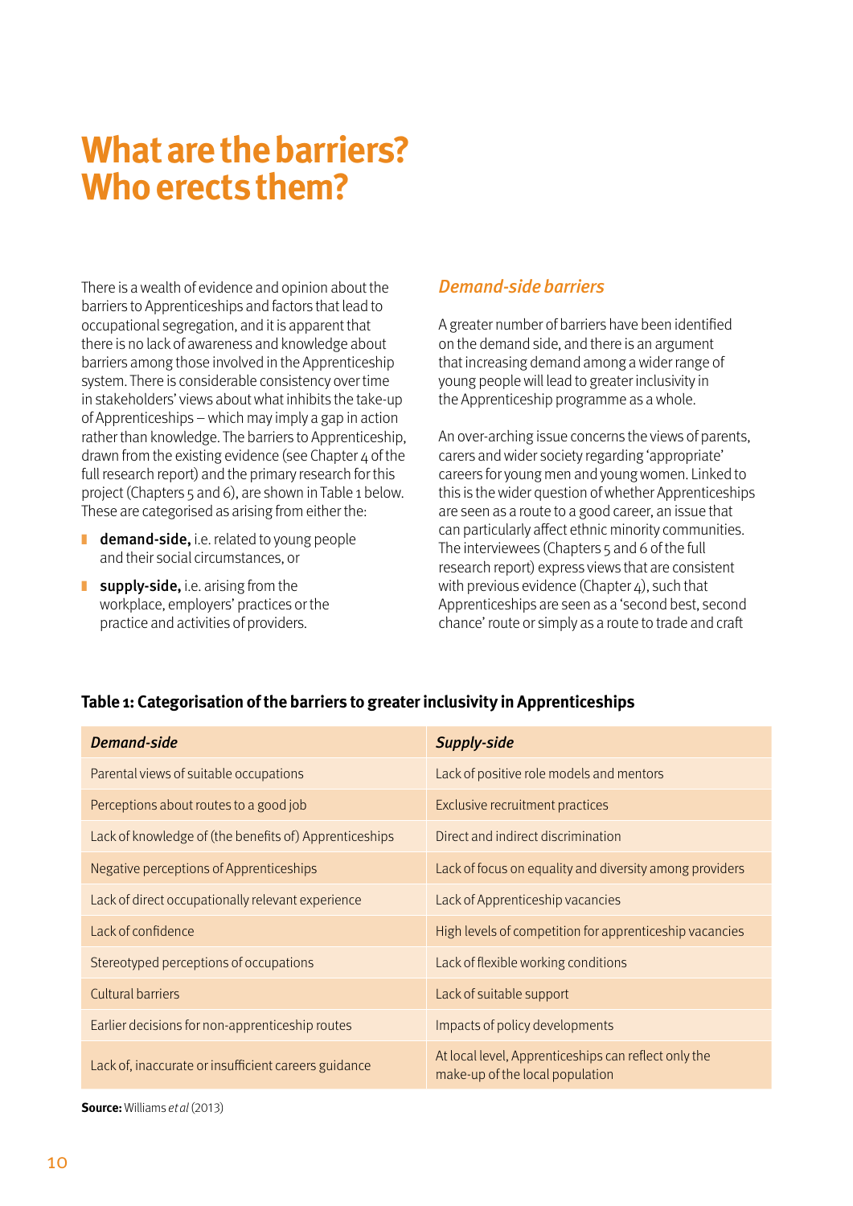# What are the barriers? Who erects them?

There is a wealth of evidence and opinion about the barriers to Apprenticeships and factors that lead to occupational segregation, and it is apparent that there is no lack of awareness and knowledge about barriers among those involved in the Apprenticeship system. There is considerable consistency over time in stakeholders' views about what inhibits the take-up of Apprenticeships – which may imply a gap in action rather than knowledge. The barriers to Apprenticeship, drawn from the existing evidence (see Chapter 4 of the full research report) and the primary research for this project (Chapters 5 and 6), are shown in Table 1 below. These are categorised as arising from either the:

- **demand-side,** i.e. related to young people and their social circumstances, or
- **supply-side,** i.e. arising from the workplace, employers' practices or the practice and activities of providers.

## *Demand-side barriers*

A greater number of barriers have been identified on the demand side, and there is an argument that increasing demand among a wider range of young people will lead to greater inclusivity in the Apprenticeship programme as a whole.

An over-arching issue concerns the views of parents, carers and wider society regarding 'appropriate' careers for young men and young women. Linked to this is the wider question of whether Apprenticeships are seen as a route to a good career, an issue that can particularly affect ethnic minority communities. The interviewees (Chapters 5 and 6 of the full research report) express views that are consistent with previous evidence (Chapter 4), such that Apprenticeships are seen as a 'second best, second chance' route or simply as a route to trade and craft

**Table 1: Categorisation of the barriers to greater inclusivity in Apprenticeships**

| *Demand-side* | *Supply-side* |
|---|---|
| Parental views of suitable occupations | Lack of positive role models and mentors |
| Perceptions about routes to a good job | Exclusive recruitment practices |
| Lack of knowledge of (the benefits of) Apprenticeships | Direct and indirect discrimination |
| Negative perceptions of Apprenticeships | Lack of focus on equality and diversity among providers |
| Lack of direct occupationally relevant experience | Lack of Apprenticeship vacancies |
| Lack of confidence | High levels of competition for apprenticeship vacancies |
| Stereotyped perceptions of occupations | Lack of flexible working conditions |
| Cultural barriers | Lack of suitable support |
| Earlier decisions for non-apprenticeship routes | Impacts of policy developments |
| Lack of, inaccurate or insufficient careers guidance | At local level, Apprenticeships can reflect only the make-up of the local population |

**Source:** Williams *et al* (2013)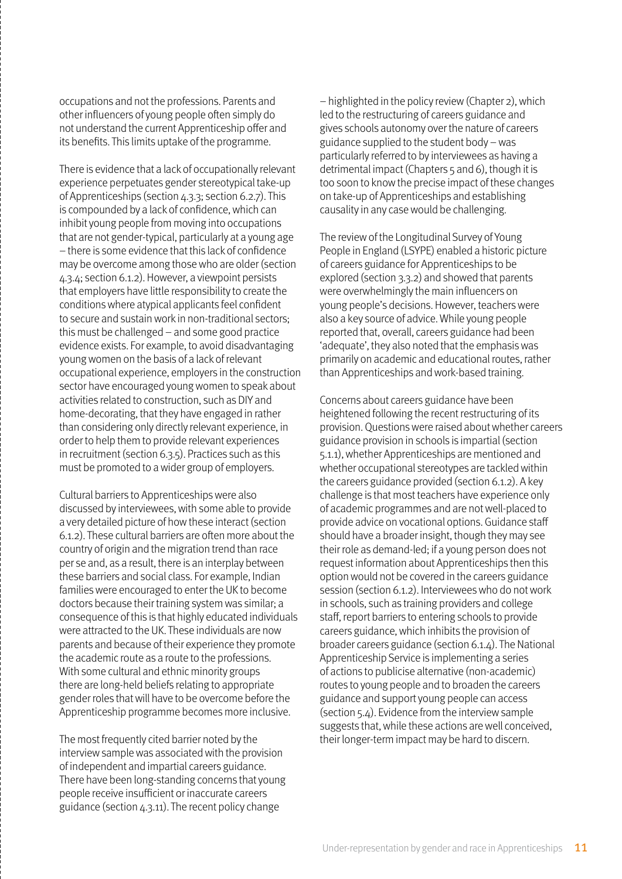occupations and not the professions. Parents and other influencers of young people often simply do not understand the current Apprenticeship offer and its benefits. This limits uptake of the programme.

There is evidence that a lack of occupationally relevant experience perpetuates gender stereotypical take-up of Apprenticeships (section 4.3.3; section 6.2.7). This is compounded by a lack of confidence, which can inhibit young people from moving into occupations that are not gender-typical, particularly at a young age – there is some evidence that this lack of confidence may be overcome among those who are older (section 4.3.4; section 6.1.2). However, a viewpoint persists that employers have little responsibility to create the conditions where atypical applicants feel confident to secure and sustain work in non-traditional sectors; this must be challenged – and some good practice evidence exists. For example, to avoid disadvantaging young women on the basis of a lack of relevant occupational experience, employers in the construction sector have encouraged young women to speak about activities related to construction, such as DIY and home-decorating, that they have engaged in rather than considering only directly relevant experience, in order to help them to provide relevant experiences in recruitment (section 6.3.5). Practices such as this must be promoted to a wider group of employers.

Cultural barriers to Apprenticeships were also discussed by interviewees, with some able to provide a very detailed picture of how these interact (section 6.1.2). These cultural barriers are often more about the country of origin and the migration trend than race per se and, as a result, there is an interplay between these barriers and social class. For example, Indian families were encouraged to enter the UK to become doctors because their training system was similar; a consequence of this is that highly educated individuals were attracted to the UK. These individuals are now parents and because of their experience they promote the academic route as a route to the professions. With some cultural and ethnic minority groups there are long-held beliefs relating to appropriate gender roles that will have to be overcome before the Apprenticeship programme becomes more inclusive.

The most frequently cited barrier noted by the interview sample was associated with the provision of independent and impartial careers guidance. There have been long-standing concerns that young people receive insufficient or inaccurate careers guidance (section 4.3.11). The recent policy change – highlighted in the policy review (Chapter 2), which led to the restructuring of careers guidance and gives schools autonomy over the nature of careers guidance supplied to the student body – was particularly referred to by interviewees as having a detrimental impact (Chapters 5 and 6), though it is too soon to know the precise impact of these changes on take-up of Apprenticeships and establishing causality in any case would be challenging.

The review of the Longitudinal Survey of Young People in England (LSYPE) enabled a historic picture of careers guidance for Apprenticeships to be explored (section 3.3.2) and showed that parents were overwhelmingly the main influencers on young people's decisions. However, teachers were also a key source of advice. While young people reported that, overall, careers guidance had been 'adequate', they also noted that the emphasis was primarily on academic and educational routes, rather than Apprenticeships and work-based training.

Concerns about careers guidance have been heightened following the recent restructuring of its provision. Questions were raised about whether careers guidance provision in schools is impartial (section 5.1.1), whether Apprenticeships are mentioned and whether occupational stereotypes are tackled within the careers guidance provided (section 6.1.2). A key challenge is that most teachers have experience only of academic programmes and are not well-placed to provide advice on vocational options. Guidance staff should have a broader insight, though they may see their role as demand-led; if a young person does not request information about Apprenticeships then this option would not be covered in the careers guidance session (section 6.1.2). Interviewees who do not work in schools, such as training providers and college staff, report barriers to entering schools to provide careers guidance, which inhibits the provision of broader careers guidance (section 6.1.4). The National Apprenticeship Service is implementing a series of actions to publicise alternative (non-academic) routes to young people and to broaden the careers guidance and support young people can access (section 5.4). Evidence from the interview sample suggests that, while these actions are well conceived, their longer-term impact may be hard to discern.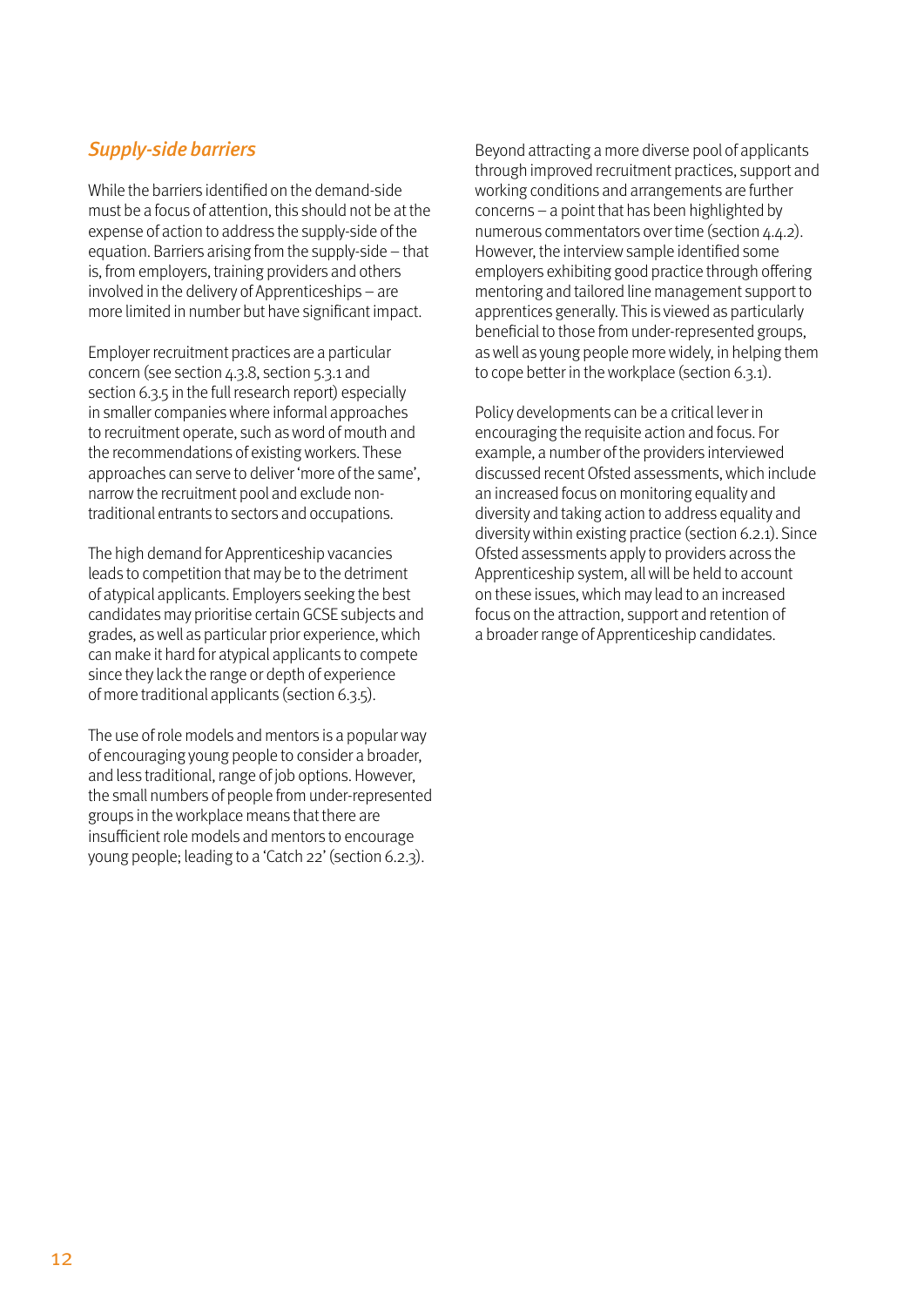### *Supply-side barriers*

While the barriers identified on the demand-side must be a focus of attention, this should not be at the expense of action to address the supply-side of the equation. Barriers arising from the supply-side – that is, from employers, training providers and others involved in the delivery of Apprenticeships – are more limited in number but have significant impact.

Employer recruitment practices are a particular concern (see section 4.3.8, section 5.3.1 and section 6.3.5 in the full research report) especially in smaller companies where informal approaches to recruitment operate, such as word of mouth and the recommendations of existing workers. These approaches can serve to deliver 'more of the same', narrow the recruitment pool and exclude non-traditional entrants to sectors and occupations.

The high demand for Apprenticeship vacancies leads to competition that may be to the detriment of atypical applicants. Employers seeking the best candidates may prioritise certain GCSE subjects and grades, as well as particular prior experience, which can make it hard for atypical applicants to compete since they lack the range or depth of experience of more traditional applicants (section 6.3.5).

The use of role models and mentors is a popular way of encouraging young people to consider a broader, and less traditional, range of job options. However, the small numbers of people from under-represented groups in the workplace means that there are insufficient role models and mentors to encourage young people; leading to a 'Catch 22' (section 6.2.3).

Beyond attracting a more diverse pool of applicants through improved recruitment practices, support and working conditions and arrangements are further concerns – a point that has been highlighted by numerous commentators over time (section 4.4.2). However, the interview sample identified some employers exhibiting good practice through offering mentoring and tailored line management support to apprentices generally. This is viewed as particularly beneficial to those from under-represented groups, as well as young people more widely, in helping them to cope better in the workplace (section 6.3.1).

Policy developments can be a critical lever in encouraging the requisite action and focus. For example, a number of the providers interviewed discussed recent Ofsted assessments, which include an increased focus on monitoring equality and diversity and taking action to address equality and diversity within existing practice (section 6.2.1). Since Ofsted assessments apply to providers across the Apprenticeship system, all will be held to account on these issues, which may lead to an increased focus on the attraction, support and retention of a broader range of Apprenticeship candidates.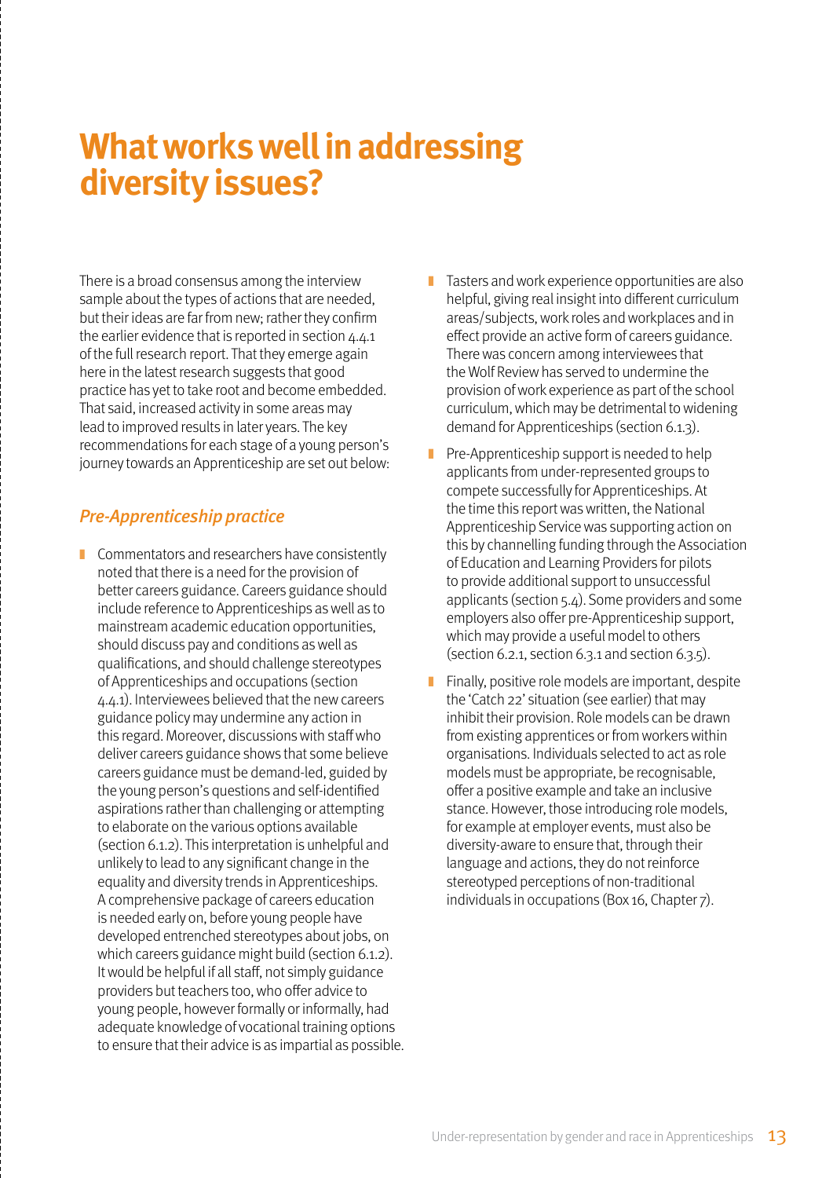# What works well in addressing diversity issues?

There is a broad consensus among the interview sample about the types of actions that are needed, but their ideas are far from new; rather they confirm the earlier evidence that is reported in section 4.4.1 of the full research report. That they emerge again here in the latest research suggests that good practice has yet to take root and become embedded. That said, increased activity in some areas may lead to improved results in later years. The key recommendations for each stage of a young person's journey towards an Apprenticeship are set out below:

## *Pre-Apprenticeship practice*

- Commentators and researchers have consistently noted that there is a need for the provision of better careers guidance. Careers guidance should include reference to Apprenticeships as well as to mainstream academic education opportunities, should discuss pay and conditions as well as qualifications, and should challenge stereotypes of Apprenticeships and occupations (section 4.4.1). Interviewees believed that the new careers guidance policy may undermine any action in this regard. Moreover, discussions with staff who deliver careers guidance shows that some believe careers guidance must be demand-led, guided by the young person's questions and self-identified aspirations rather than challenging or attempting to elaborate on the various options available (section 6.1.2). This interpretation is unhelpful and unlikely to lead to any significant change in the equality and diversity trends in Apprenticeships. A comprehensive package of careers education is needed early on, before young people have developed entrenched stereotypes about jobs, on which careers guidance might build (section 6.1.2). It would be helpful if all staff, not simply guidance providers but teachers too, who offer advice to young people, however formally or informally, had adequate knowledge of vocational training options to ensure that their advice is as impartial as possible.
- Tasters and work experience opportunities are also helpful, giving real insight into different curriculum areas/subjects, work roles and workplaces and in effect provide an active form of careers guidance. There was concern among interviewees that the Wolf Review has served to undermine the provision of work experience as part of the school curriculum, which may be detrimental to widening demand for Apprenticeships (section 6.1.3).
- Pre-Apprenticeship support is needed to help applicants from under-represented groups to compete successfully for Apprenticeships. At the time this report was written, the National Apprenticeship Service was supporting action on this by channelling funding through the Association of Education and Learning Providers for pilots to provide additional support to unsuccessful applicants (section 5.4). Some providers and some employers also offer pre-Apprenticeship support, which may provide a useful model to others (section 6.2.1, section 6.3.1 and section 6.3.5).
- Finally, positive role models are important, despite the 'Catch 22' situation (see earlier) that may inhibit their provision. Role models can be drawn from existing apprentices or from workers within organisations. Individuals selected to act as role models must be appropriate, be recognisable, offer a positive example and take an inclusive stance. However, those introducing role models, for example at employer events, must also be diversity-aware to ensure that, through their language and actions, they do not reinforce stereotyped perceptions of non-traditional individuals in occupations (Box 16, Chapter 7).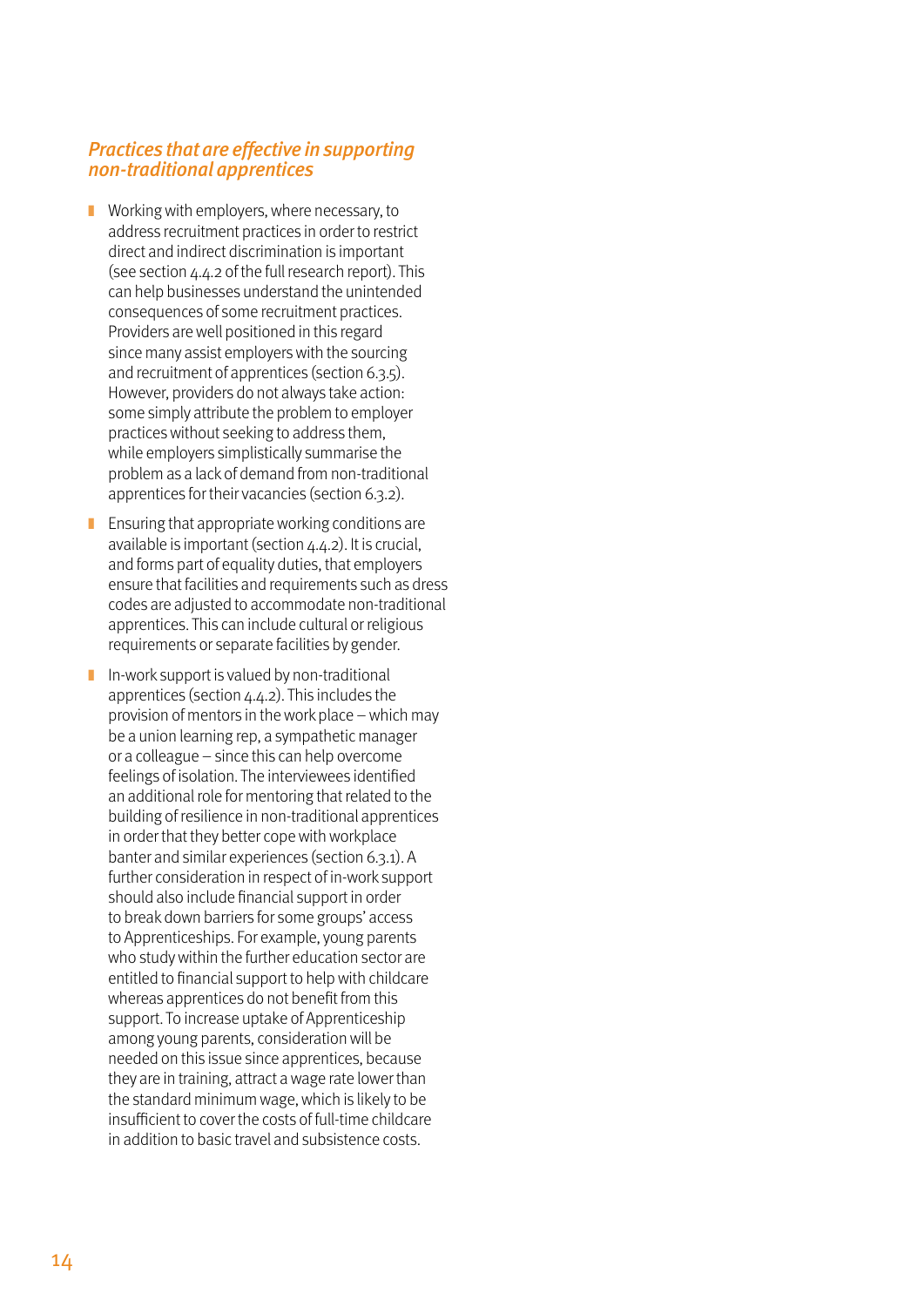### *Practices that are effective in supporting non-traditional apprentices*

- Working with employers, where necessary, to address recruitment practices in order to restrict direct and indirect discrimination is important (see section 4.4.2 of the full research report). This can help businesses understand the unintended consequences of some recruitment practices. Providers are well positioned in this regard since many assist employers with the sourcing and recruitment of apprentices (section 6.3.5). However, providers do not always take action: some simply attribute the problem to employer practices without seeking to address them, while employers simplistically summarise the problem as a lack of demand from non-traditional apprentices for their vacancies (section 6.3.2).
- Ensuring that appropriate working conditions are available is important (section 4.4.2). It is crucial, and forms part of equality duties, that employers ensure that facilities and requirements such as dress codes are adjusted to accommodate non-traditional apprentices. This can include cultural or religious requirements or separate facilities by gender.
- In-work support is valued by non-traditional apprentices (section 4.4.2). This includes the provision of mentors in the work place – which may be a union learning rep, a sympathetic manager or a colleague – since this can help overcome feelings of isolation. The interviewees identified an additional role for mentoring that related to the building of resilience in non-traditional apprentices in order that they better cope with workplace banter and similar experiences (section 6.3.1). A further consideration in respect of in-work support should also include financial support in order to break down barriers for some groups' access to Apprenticeships. For example, young parents who study within the further education sector are entitled to financial support to help with childcare whereas apprentices do not benefit from this support. To increase uptake of Apprenticeship among young parents, consideration will be needed on this issue since apprentices, because they are in training, attract a wage rate lower than the standard minimum wage, which is likely to be insufficient to cover the costs of full-time childcare in addition to basic travel and subsistence costs.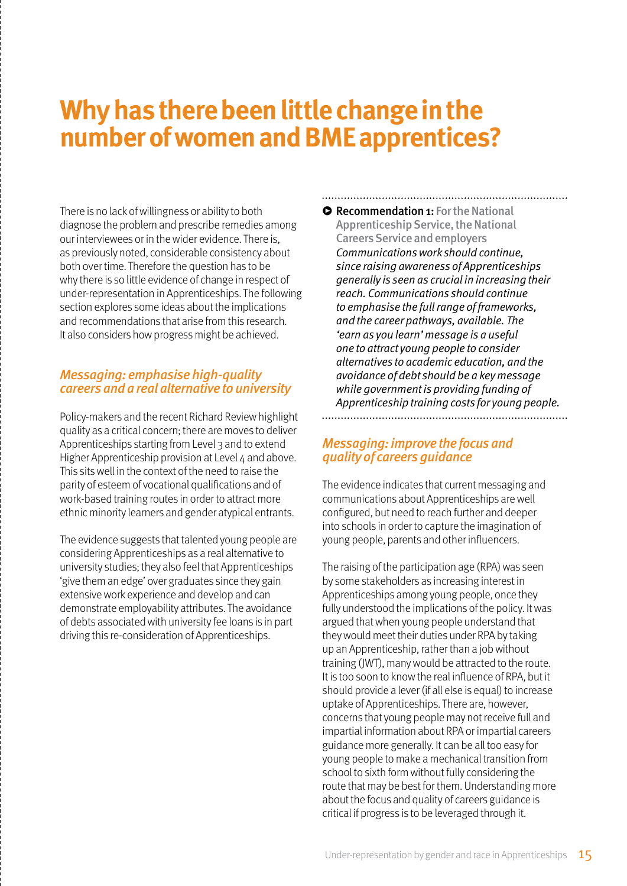# Why has there been little change in the number of women and BME apprentices?

There is no lack of willingness or ability to both diagnose the problem and prescribe remedies among our interviewees or in the wider evidence. There is, as previously noted, considerable consistency about both over time. Therefore the question has to be why there is so little evidence of change in respect of under-representation in Apprenticeships. The following section explores some ideas about the implications and recommendations that arise from this research. It also considers how progress might be achieved.

## *Messaging: emphasise high-quality careers and a real alternative to university*

Policy-makers and the recent Richard Review highlight quality as a critical concern; there are moves to deliver Apprenticeships starting from Level 3 and to extend Higher Apprenticeship provision at Level 4 and above. This sits well in the context of the need to raise the parity of esteem of vocational qualifications and of work-based training routes in order to attract more ethnic minority learners and gender atypical entrants.

The evidence suggests that talented young people are considering Apprenticeships as a real alternative to university studies; they also feel that Apprenticeships 'give them an edge' over graduates since they gain extensive work experience and develop and can demonstrate employability attributes. The avoidance of debts associated with university fee loans is in part driving this re-consideration of Apprenticeships.

**Recommendation 1:** For the National Apprenticeship Service, the National Careers Service and employers
*Communications work should continue, since raising awareness of Apprenticeships generally is seen as crucial in increasing their reach. Communications should continue to emphasise the full range of frameworks, and the career pathways, available. The 'earn as you learn' message is a useful one to attract young people to consider alternatives to academic education, and the avoidance of debt should be a key message while government is providing funding of Apprenticeship training costs for young people.*

## *Messaging: improve the focus and quality of careers guidance*

The evidence indicates that current messaging and communications about Apprenticeships are well configured, but need to reach further and deeper into schools in order to capture the imagination of young people, parents and other influencers.

The raising of the participation age (RPA) was seen by some stakeholders as increasing interest in Apprenticeships among young people, once they fully understood the implications of the policy. It was argued that when young people understand that they would meet their duties under RPA by taking up an Apprenticeship, rather than a job without training (JWT), many would be attracted to the route. It is too soon to know the real influence of RPA, but it should provide a lever (if all else is equal) to increase uptake of Apprenticeships. There are, however, concerns that young people may not receive full and impartial information about RPA or impartial careers guidance more generally. It can be all too easy for young people to make a mechanical transition from school to sixth form without fully considering the route that may be best for them. Understanding more about the focus and quality of careers guidance is critical if progress is to be leveraged through it.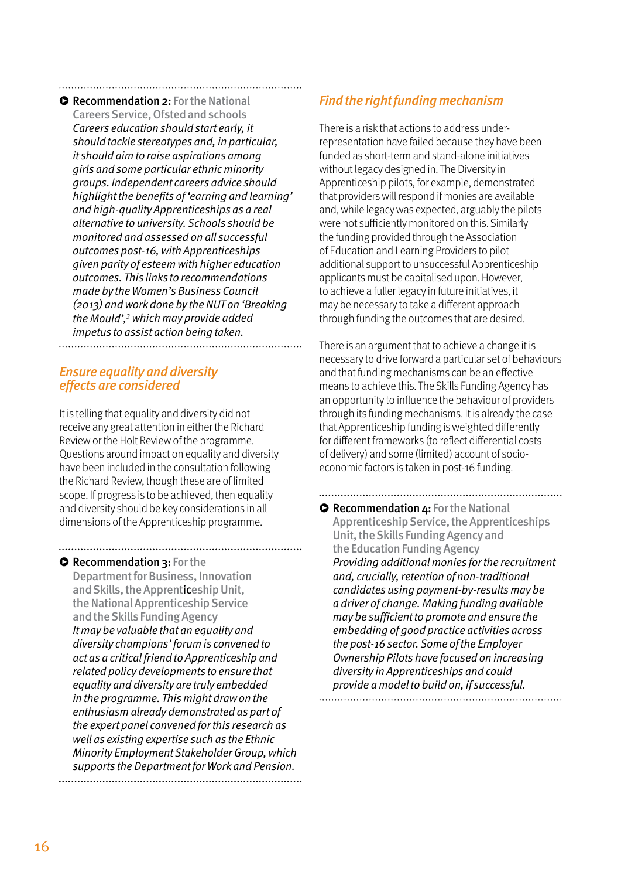**Recommendation 2:** For the National Careers Service, Ofsted and schools

*Careers education should start early, it should tackle stereotypes and, in particular, it should aim to raise aspirations among girls and some particular ethnic minority groups. Independent careers advice should highlight the benefits of 'earning and learning' and high-quality Apprenticeships as a real alternative to university. Schools should be monitored and assessed on all successful outcomes post-16, with Apprenticeships given parity of esteem with higher education outcomes. This links to recommendations made by the Women's Business Council (2013) and work done by the NUT on 'Breaking the Mould',[3] which may provide added impetus to assist action being taken.*

## Ensure equality and diversity effects are considered

It is telling that equality and diversity did not receive any great attention in either the Richard Review or the Holt Review of the programme. Questions around impact on equality and diversity have been included in the consultation following the Richard Review, though these are of limited scope. If progress is to be achieved, then equality and diversity should be key considerations in all dimensions of the Apprenticeship programme.

**Recommendation 3:** For the Department for Business, Innovation and Skills, the Apprenticeship Unit, the National Apprenticeship Service and the Skills Funding Agency

*It may be valuable that an equality and diversity champions' forum is convened to act as a critical friend to Apprenticeship and related policy developments to ensure that equality and diversity are truly embedded in the programme. This might draw on the enthusiasm already demonstrated as part of the expert panel convened for this research as well as existing expertise such as the Ethnic Minority Employment Stakeholder Group, which supports the Department for Work and Pension.*

## Find the right funding mechanism

There is a risk that actions to address under-representation have failed because they have been funded as short-term and stand-alone initiatives without legacy designed in. The Diversity in Apprenticeship pilots, for example, demonstrated that providers will respond if monies are available and, while legacy was expected, arguably the pilots were not sufficiently monitored on this. Similarly the funding provided through the Association of Education and Learning Providers to pilot additional support to unsuccessful Apprenticeship applicants must be capitalised upon. However, to achieve a fuller legacy in future initiatives, it may be necessary to take a different approach through funding the outcomes that are desired.

There is an argument that to achieve a change it is necessary to drive forward a particular set of behaviours and that funding mechanisms can be an effective means to achieve this. The Skills Funding Agency has an opportunity to influence the behaviour of providers through its funding mechanisms. It is already the case that Apprenticeship funding is weighted differently for different frameworks (to reflect differential costs of delivery) and some (limited) account of socio-economic factors is taken in post-16 funding.

**Recommendation 4:** For the National Apprenticeship Service, the Apprenticeships Unit, the Skills Funding Agency and the Education Funding Agency

*Providing additional monies for the recruitment and, crucially, retention of non-traditional candidates using payment-by-results may be a driver of change. Making funding available may be sufficient to promote and ensure the embedding of good practice activities across the post-16 sector. Some of the Employer Ownership Pilots have focused on increasing diversity in Apprenticeships and could provide a model to build on, if successful.*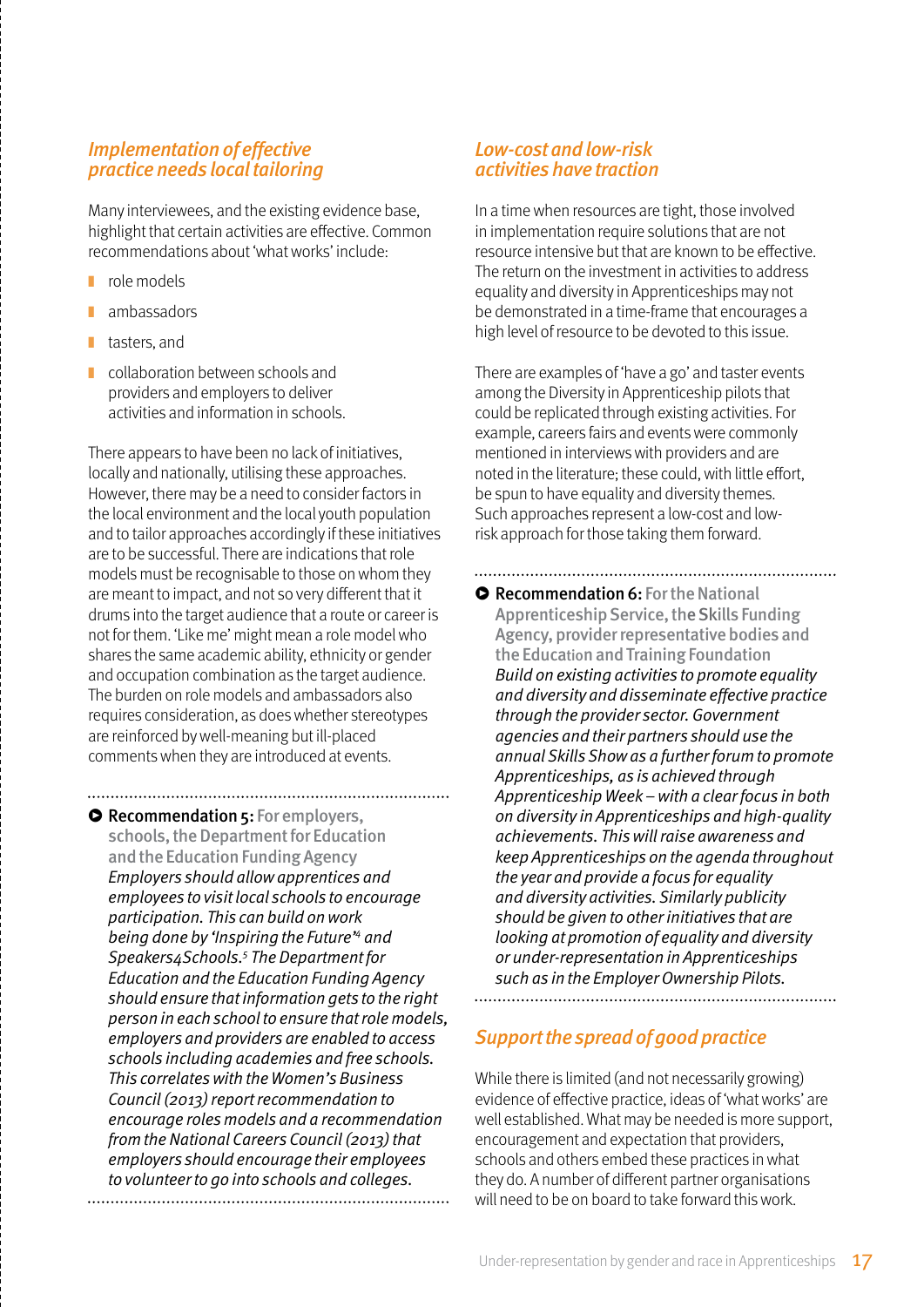### *Implementation of effective practice needs local tailoring*

Many interviewees, and the existing evidence base, highlight that certain activities are effective. Common recommendations about 'what works' include:

- role models
- ambassadors
- tasters, and
- collaboration between schools and providers and employers to deliver activities and information in schools.

There appears to have been no lack of initiatives, locally and nationally, utilising these approaches. However, there may be a need to consider factors in the local environment and the local youth population and to tailor approaches accordingly if these initiatives are to be successful. There are indications that role models must be recognisable to those on whom they are meant to impact, and not so very different that it drums into the target audience that a route or career is not for them. 'Like me' might mean a role model who shares the same academic ability, ethnicity or gender and occupation combination as the target audience. The burden on role models and ambassadors also requires consideration, as does whether stereotypes are reinforced by well-meaning but ill-placed comments when they are introduced at events.

**Recommendation 5:** For employers, schools, the Department for Education and the Education Funding Agency
*Employers should allow apprentices and employees to visit local schools to encourage participation. This can build on work being done by 'Inspiring the Future'[4] and Speakers4Schools.[5] The Department for Education and the Education Funding Agency should ensure that information gets to the right person in each school to ensure that role models, employers and providers are enabled to access schools including academies and free schools. This correlates with the Women's Business Council (2013) report recommendation to encourage roles models and a recommendation from the National Careers Council (2013) that employers should encourage their employees to volunteer to go into schools and colleges.*

### *Low-cost and low-risk activities have traction*

In a time when resources are tight, those involved in implementation require solutions that are not resource intensive but that are known to be effective. The return on the investment in activities to address equality and diversity in Apprenticeships may not be demonstrated in a time-frame that encourages a high level of resource to be devoted to this issue.

There are examples of 'have a go' and taster events among the Diversity in Apprenticeship pilots that could be replicated through existing activities. For example, careers fairs and events were commonly mentioned in interviews with providers and are noted in the literature; these could, with little effort, be spun to have equality and diversity themes. Such approaches represent a low-cost and low-risk approach for those taking them forward.

**Recommendation 6:** For the National Apprenticeship Service, the Skills Funding Agency, provider representative bodies and the Education and Training Foundation
*Build on existing activities to promote equality and diversity and disseminate effective practice through the provider sector. Government agencies and their partners should use the annual Skills Show as a further forum to promote Apprenticeships, as is achieved through Apprenticeship Week – with a clear focus in both on diversity in Apprenticeships and high-quality achievements. This will raise awareness and keep Apprenticeships on the agenda throughout the year and provide a focus for equality and diversity activities. Similarly publicity should be given to other initiatives that are looking at promotion of equality and diversity or under-representation in Apprenticeships such as in the Employer Ownership Pilots.*

### *Support the spread of good practice*

While there is limited (and not necessarily growing) evidence of effective practice, ideas of 'what works' are well established. What may be needed is more support, encouragement and expectation that providers, schools and others embed these practices in what they do. A number of different partner organisations will need to be on board to take forward this work.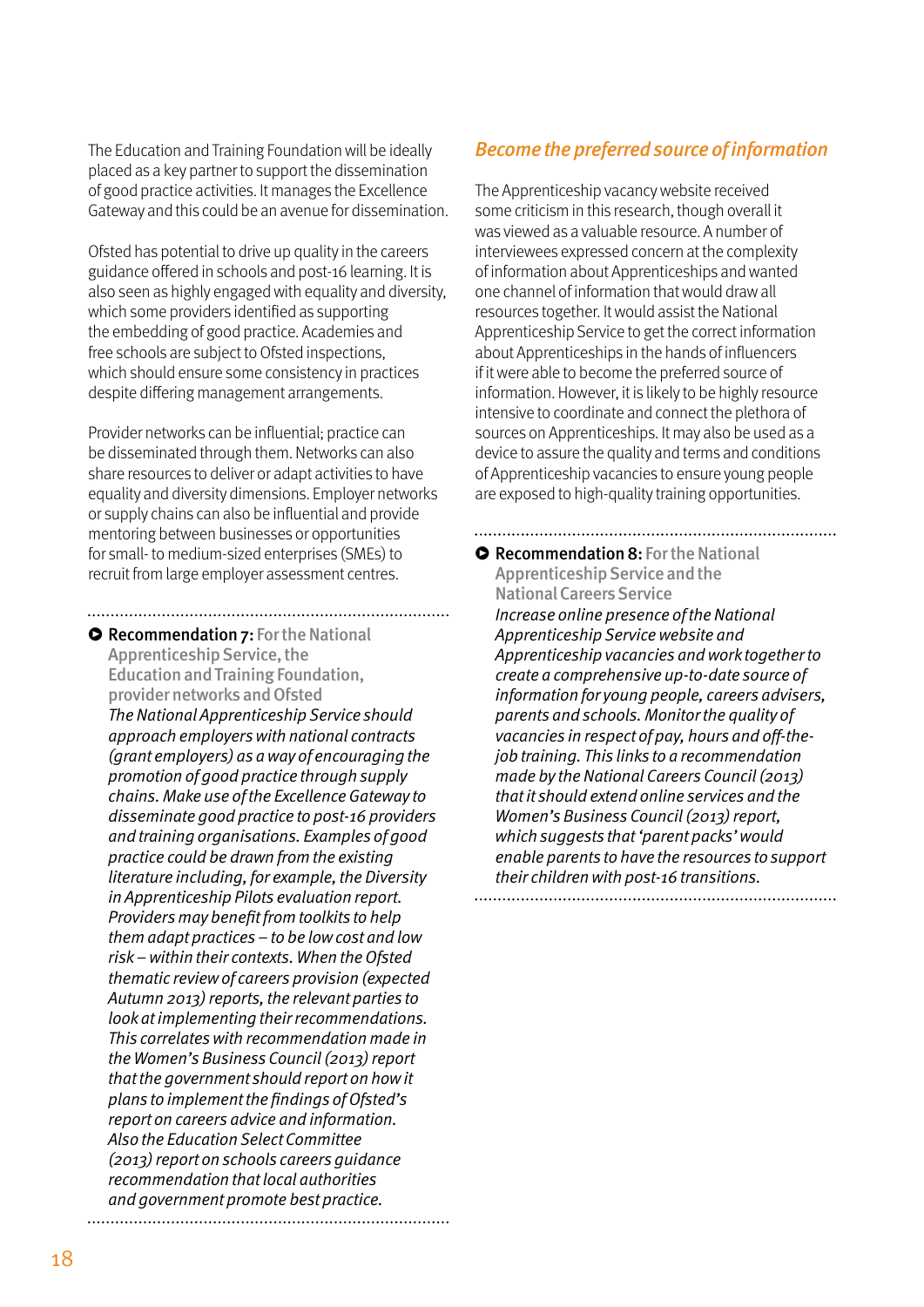The Education and Training Foundation will be ideally placed as a key partner to support the dissemination of good practice activities. It manages the Excellence Gateway and this could be an avenue for dissemination.

Ofsted has potential to drive up quality in the careers guidance offered in schools and post-16 learning. It is also seen as highly engaged with equality and diversity, which some providers identified as supporting the embedding of good practice. Academies and free schools are subject to Ofsted inspections, which should ensure some consistency in practices despite differing management arrangements.

Provider networks can be influential; practice can be disseminated through them. Networks can also share resources to deliver or adapt activities to have equality and diversity dimensions. Employer networks or supply chains can also be influential and provide mentoring between businesses or opportunities for small- to medium-sized enterprises (SMEs) to recruit from large employer assessment centres.

**Recommendation 7:** For the National Apprenticeship Service, the Education and Training Foundation, provider networks and Ofsted

*The National Apprenticeship Service should approach employers with national contracts (grant employers) as a way of encouraging the promotion of good practice through supply chains. Make use of the Excellence Gateway to disseminate good practice to post-16 providers and training organisations. Examples of good practice could be drawn from the existing literature including, for example, the Diversity in Apprenticeship Pilots evaluation report. Providers may benefit from toolkits to help them adapt practices – to be low cost and low risk – within their contexts. When the Ofsted thematic review of careers provision (expected Autumn 2013) reports, the relevant parties to look at implementing their recommendations. This correlates with recommendation made in the Women's Business Council (2013) report that the government should report on how it plans to implement the findings of Ofsted's report on careers advice and information. Also the Education Select Committee (2013) report on schools careers guidance recommendation that local authorities and government promote best practice.*

## Become the preferred source of information

The Apprenticeship vacancy website received some criticism in this research, though overall it was viewed as a valuable resource. A number of interviewees expressed concern at the complexity of information about Apprenticeships and wanted one channel of information that would draw all resources together. It would assist the National Apprenticeship Service to get the correct information about Apprenticeships in the hands of influencers if it were able to become the preferred source of information. However, it is likely to be highly resource intensive to coordinate and connect the plethora of sources on Apprenticeships. It may also be used as a device to assure the quality and terms and conditions of Apprenticeship vacancies to ensure young people are exposed to high-quality training opportunities.

**Recommendation 8:** For the National Apprenticeship Service and the National Careers Service

*Increase online presence of the National Apprenticeship Service website and Apprenticeship vacancies and work together to create a comprehensive up-to-date source of information for young people, careers advisers, parents and schools. Monitor the quality of vacancies in respect of pay, hours and off-the-job training. This links to a recommendation made by the National Careers Council (2013) that it should extend online services and the Women's Business Council (2013) report, which suggests that 'parent packs' would enable parents to have the resources to support their children with post-16 transitions.*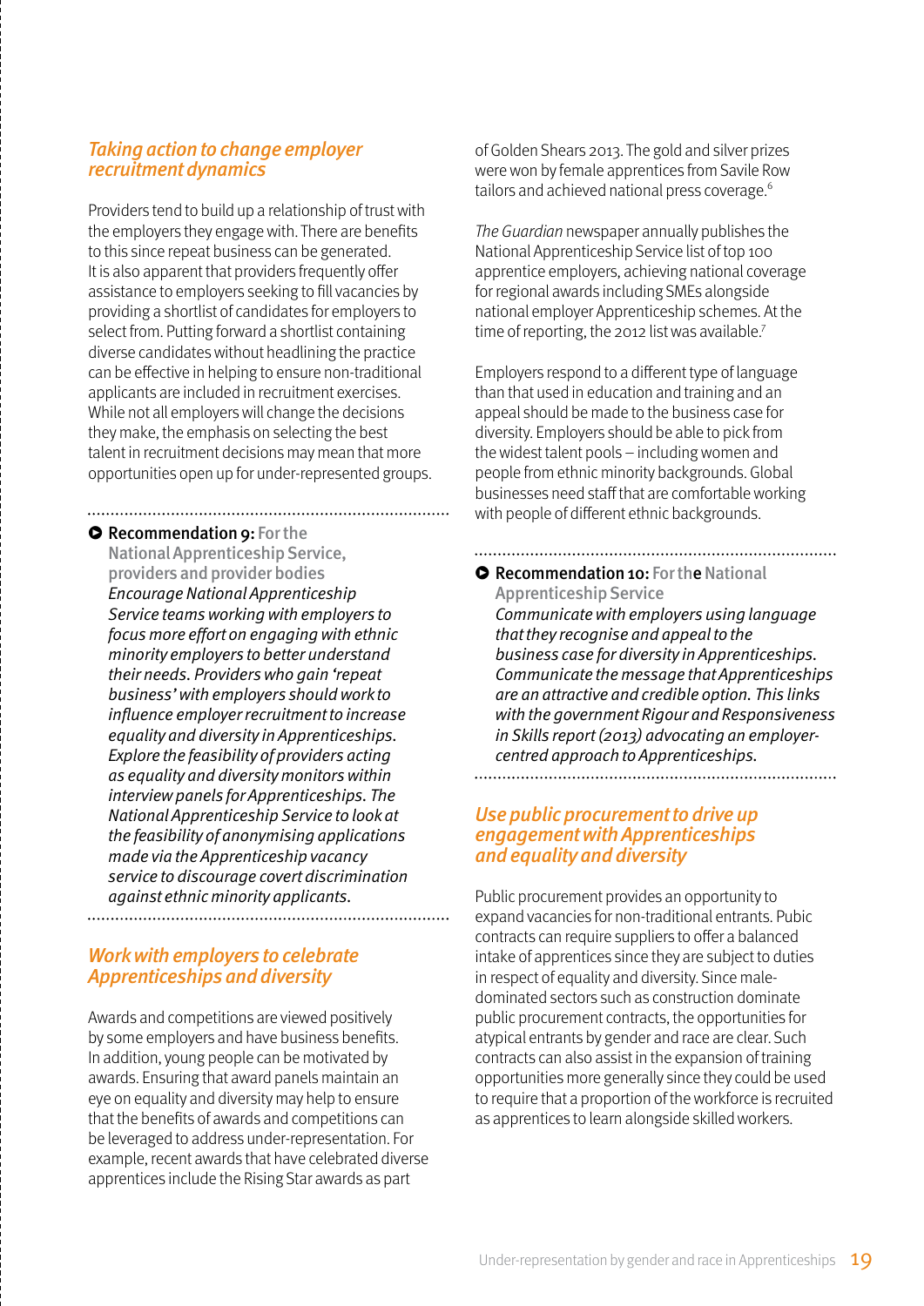## *Taking action to change employer recruitment dynamics*

Providers tend to build up a relationship of trust with the employers they engage with. There are benefits to this since repeat business can be generated. It is also apparent that providers frequently offer assistance to employers seeking to fill vacancies by providing a shortlist of candidates for employers to select from. Putting forward a shortlist containing diverse candidates without headlining the practice can be effective in helping to ensure non-traditional applicants are included in recruitment exercises. While not all employers will change the decisions they make, the emphasis on selecting the best talent in recruitment decisions may mean that more opportunities open up for under-represented groups.

**Recommendation 9:** For the National Apprenticeship Service, providers and provider bodies

*Encourage National Apprenticeship Service teams working with employers to focus more effort on engaging with ethnic minority employers to better understand their needs. Providers who gain 'repeat business' with employers should work to influence employer recruitment to increase equality and diversity in Apprenticeships. Explore the feasibility of providers acting as equality and diversity monitors within interview panels for Apprenticeships. The National Apprenticeship Service to look at the feasibility of anonymising applications made via the Apprenticeship vacancy service to discourage covert discrimination against ethnic minority applicants.*

## *Work with employers to celebrate Apprenticeships and diversity*

Awards and competitions are viewed positively by some employers and have business benefits. In addition, young people can be motivated by awards. Ensuring that award panels maintain an eye on equality and diversity may help to ensure that the benefits of awards and competitions can be leveraged to address under-representation. For example, recent awards that have celebrated diverse apprentices include the Rising Star awards as part of Golden Shears 2013. The gold and silver prizes were won by female apprentices from Savile Row tailors and achieved national press coverage.[6]

*The Guardian* newspaper annually publishes the National Apprenticeship Service list of top 100 apprentice employers, achieving national coverage for regional awards including SMEs alongside national employer Apprenticeship schemes. At the time of reporting, the 2012 list was available.[7]

Employers respond to a different type of language than that used in education and training and an appeal should be made to the business case for diversity. Employers should be able to pick from the widest talent pools – including women and people from ethnic minority backgrounds. Global businesses need staff that are comfortable working with people of different ethnic backgrounds.

**Recommendation 10:** For the National Apprenticeship Service

*Communicate with employers using language that they recognise and appeal to the business case for diversity in Apprenticeships. Communicate the message that Apprenticeships are an attractive and credible option. This links with the government Rigour and Responsiveness in Skills report (2013) advocating an employer-centred approach to Apprenticeships.*

## *Use public procurement to drive up engagement with Apprenticeships and equality and diversity*

Public procurement provides an opportunity to expand vacancies for non-traditional entrants. Pubic contracts can require suppliers to offer a balanced intake of apprentices since they are subject to duties in respect of equality and diversity. Since male-dominated sectors such as construction dominate public procurement contracts, the opportunities for atypical entrants by gender and race are clear. Such contracts can also assist in the expansion of training opportunities more generally since they could be used to require that a proportion of the workforce is recruited as apprentices to learn alongside skilled workers.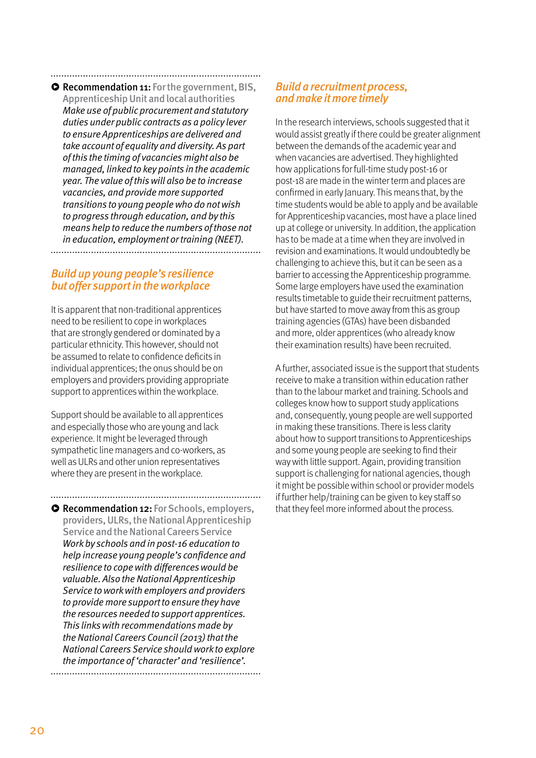**Recommendation 11:** For the government, BIS, Apprenticeship Unit and local authorities
*Make use of public procurement and statutory duties under public contracts as a policy lever to ensure Apprenticeships are delivered and take account of equality and diversity. As part of this the timing of vacancies might also be managed, linked to key points in the academic year. The value of this will also be to increase vacancies, and provide more supported transitions to young people who do not wish to progress through education, and by this means help to reduce the numbers of those not in education, employment or training (NEET).*

## Build up young people's resilience but offer support in the workplace

It is apparent that non-traditional apprentices need to be resilient to cope in workplaces that are strongly gendered or dominated by a particular ethnicity. This however, should not be assumed to relate to confidence deficits in individual apprentices; the onus should be on employers and providers providing appropriate support to apprentices within the workplace.

Support should be available to all apprentices and especially those who are young and lack experience. It might be leveraged through sympathetic line managers and co-workers, as well as ULRs and other union representatives where they are present in the workplace.

**Recommendation 12:** For Schools, employers, providers, ULRs, the National Apprenticeship Service and the National Careers Service
*Work by schools and in post-16 education to help increase young people's confidence and resilience to cope with differences would be valuable. Also the National Apprenticeship Service to work with employers and providers to provide more support to ensure they have the resources needed to support apprentices. This links with recommendations made by the National Careers Council (2013) that the National Careers Service should work to explore the importance of 'character' and 'resilience'.*

## Build a recruitment process, and make it more timely

In the research interviews, schools suggested that it would assist greatly if there could be greater alignment between the demands of the academic year and when vacancies are advertised. They highlighted how applications for full-time study post-16 or post-18 are made in the winter term and places are confirmed in early January. This means that, by the time students would be able to apply and be available for Apprenticeship vacancies, most have a place lined up at college or university. In addition, the application has to be made at a time when they are involved in revision and examinations. It would undoubtedly be challenging to achieve this, but it can be seen as a barrier to accessing the Apprenticeship programme. Some large employers have used the examination results timetable to guide their recruitment patterns, but have started to move away from this as group training agencies (GTAs) have been disbanded and more, older apprentices (who already know their examination results) have been recruited.

A further, associated issue is the support that students receive to make a transition within education rather than to the labour market and training. Schools and colleges know how to support study applications and, consequently, young people are well supported in making these transitions. There is less clarity about how to support transitions to Apprenticeships and some young people are seeking to find their way with little support. Again, providing transition support is challenging for national agencies, though it might be possible within school or provider models if further help/training can be given to key staff so that they feel more informed about the process.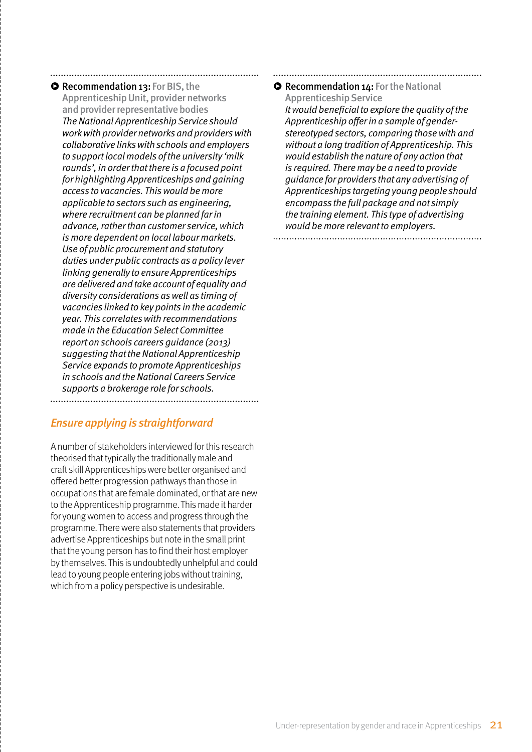**Recommendation 13:** For BIS, the Apprenticeship Unit, provider networks and provider representative bodies

*The National Apprenticeship Service should work with provider networks and providers with collaborative links with schools and employers to support local models of the university 'milk rounds', in order that there is a focused point for highlighting Apprenticeships and gaining access to vacancies. This would be more applicable to sectors such as engineering, where recruitment can be planned far in advance, rather than customer service, which is more dependent on local labour markets. Use of public procurement and statutory duties under public contracts as a policy lever linking generally to ensure Apprenticeships are delivered and take account of equality and diversity considerations as well as timing of vacancies linked to key points in the academic year. This correlates with recommendations made in the Education Select Committee report on schools careers guidance (2013) suggesting that the National Apprenticeship Service expands to promote Apprenticeships in schools and the National Careers Service supports a brokerage role for schools.*

## Ensure applying is straightforward

A number of stakeholders interviewed for this research theorised that typically the traditionally male and craft skill Apprenticeships were better organised and offered better progression pathways than those in occupations that are female dominated, or that are new to the Apprenticeship programme. This made it harder for young women to access and progress through the programme. There were also statements that providers advertise Apprenticeships but note in the small print that the young person has to find their host employer by themselves. This is undoubtedly unhelpful and could lead to young people entering jobs without training, which from a policy perspective is undesirable.

**Recommendation 14:** For the National Apprenticeship Service

*It would beneficial to explore the quality of the Apprenticeship offer in a sample of gender-stereotyped sectors, comparing those with and without a long tradition of Apprenticeship. This would establish the nature of any action that is required. There may be a need to provide guidance for providers that any advertising of Apprenticeships targeting young people should encompass the full package and not simply the training element. This type of advertising would be more relevant to employers.*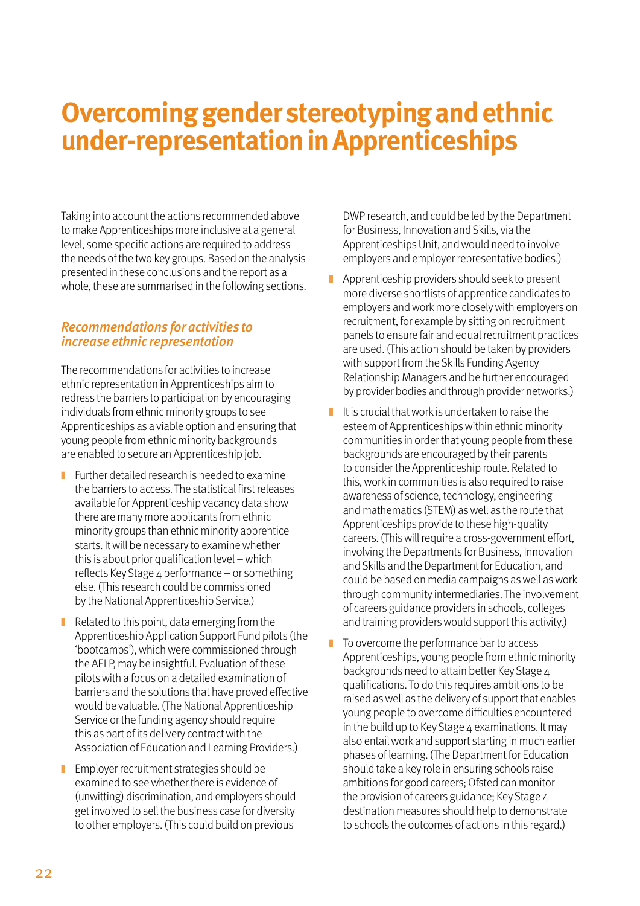# Overcoming gender stereotyping and ethnic under-representation in Apprenticeships

Taking into account the actions recommended above to make Apprenticeships more inclusive at a general level, some specific actions are required to address the needs of the two key groups. Based on the analysis presented in these conclusions and the report as a whole, these are summarised in the following sections.

### *Recommendations for activities to increase ethnic representation*

The recommendations for activities to increase ethnic representation in Apprenticeships aim to redress the barriers to participation by encouraging individuals from ethnic minority groups to see Apprenticeships as a viable option and ensuring that young people from ethnic minority backgrounds are enabled to secure an Apprenticeship job.

- Further detailed research is needed to examine the barriers to access. The statistical first releases available for Apprenticeship vacancy data show there are many more applicants from ethnic minority groups than ethnic minority apprentice starts. It will be necessary to examine whether this is about prior qualification level – which reflects Key Stage 4 performance – or something else. (This research could be commissioned by the National Apprenticeship Service.)
- Related to this point, data emerging from the Apprenticeship Application Support Fund pilots (the 'bootcamps'), which were commissioned through the AELP, may be insightful. Evaluation of these pilots with a focus on a detailed examination of barriers and the solutions that have proved effective would be valuable. (The National Apprenticeship Service or the funding agency should require this as part of its delivery contract with the Association of Education and Learning Providers.)
- Employer recruitment strategies should be examined to see whether there is evidence of (unwitting) discrimination, and employers should get involved to sell the business case for diversity to other employers. (This could build on previous DWP research, and could be led by the Department for Business, Innovation and Skills, via the Apprenticeships Unit, and would need to involve employers and employer representative bodies.)
- Apprenticeship providers should seek to present more diverse shortlists of apprentice candidates to employers and work more closely with employers on recruitment, for example by sitting on recruitment panels to ensure fair and equal recruitment practices are used. (This action should be taken by providers with support from the Skills Funding Agency Relationship Managers and be further encouraged by provider bodies and through provider networks.)
- It is crucial that work is undertaken to raise the esteem of Apprenticeships within ethnic minority communities in order that young people from these backgrounds are encouraged by their parents to consider the Apprenticeship route. Related to this, work in communities is also required to raise awareness of science, technology, engineering and mathematics (STEM) as well as the route that Apprenticeships provide to these high-quality careers. (This will require a cross-government effort, involving the Departments for Business, Innovation and Skills and the Department for Education, and could be based on media campaigns as well as work through community intermediaries. The involvement of careers guidance providers in schools, colleges and training providers would support this activity.)
- To overcome the performance bar to access Apprenticeships, young people from ethnic minority backgrounds need to attain better Key Stage 4 qualifications. To do this requires ambitions to be raised as well as the delivery of support that enables young people to overcome difficulties encountered in the build up to Key Stage 4 examinations. It may also entail work and support starting in much earlier phases of learning. (The Department for Education should take a key role in ensuring schools raise ambitions for good careers; Ofsted can monitor the provision of careers guidance; Key Stage 4 destination measures should help to demonstrate to schools the outcomes of actions in this regard.)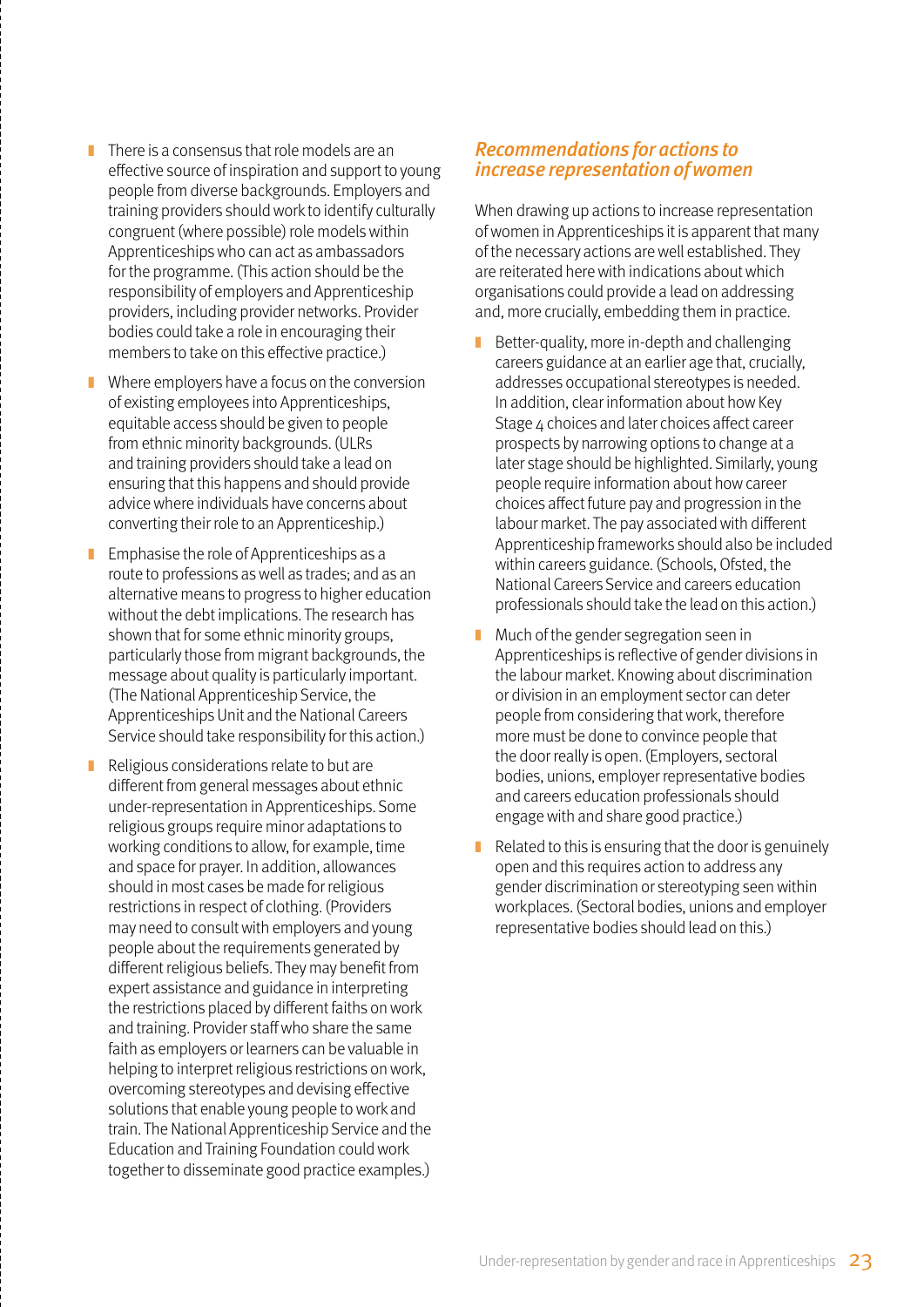- There is a consensus that role models are an effective source of inspiration and support to young people from diverse backgrounds. Employers and training providers should work to identify culturally congruent (where possible) role models within Apprenticeships who can act as ambassadors for the programme. (This action should be the responsibility of employers and Apprenticeship providers, including provider networks. Provider bodies could take a role in encouraging their members to take on this effective practice.)
- Where employers have a focus on the conversion of existing employees into Apprenticeships, equitable access should be given to people from ethnic minority backgrounds. (ULRs and training providers should take a lead on ensuring that this happens and should provide advice where individuals have concerns about converting their role to an Apprenticeship.)
- Emphasise the role of Apprenticeships as a route to professions as well as trades; and as an alternative means to progress to higher education without the debt implications. The research has shown that for some ethnic minority groups, particularly those from migrant backgrounds, the message about quality is particularly important. (The National Apprenticeship Service, the Apprenticeships Unit and the National Careers Service should take responsibility for this action.)
- Religious considerations relate to but are different from general messages about ethnic under-representation in Apprenticeships. Some religious groups require minor adaptations to working conditions to allow, for example, time and space for prayer. In addition, allowances should in most cases be made for religious restrictions in respect of clothing. (Providers may need to consult with employers and young people about the requirements generated by different religious beliefs. They may benefit from expert assistance and guidance in interpreting the restrictions placed by different faiths on work and training. Provider staff who share the same faith as employers or learners can be valuable in helping to interpret religious restrictions on work, overcoming stereotypes and devising effective solutions that enable young people to work and train. The National Apprenticeship Service and the Education and Training Foundation could work together to disseminate good practice examples.)

## *Recommendations for actions to increase representation of women*

When drawing up actions to increase representation of women in Apprenticeships it is apparent that many of the necessary actions are well established. They are reiterated here with indications about which organisations could provide a lead on addressing and, more crucially, embedding them in practice.

- Better-quality, more in-depth and challenging careers guidance at an earlier age that, crucially, addresses occupational stereotypes is needed. In addition, clear information about how Key Stage 4 choices and later choices affect career prospects by narrowing options to change at a later stage should be highlighted. Similarly, young people require information about how career choices affect future pay and progression in the labour market. The pay associated with different Apprenticeship frameworks should also be included within careers guidance. (Schools, Ofsted, the National Careers Service and careers education professionals should take the lead on this action.)
- Much of the gender segregation seen in Apprenticeships is reflective of gender divisions in the labour market. Knowing about discrimination or division in an employment sector can deter people from considering that work, therefore more must be done to convince people that the door really is open. (Employers, sectoral bodies, unions, employer representative bodies and careers education professionals should engage with and share good practice.)
- Related to this is ensuring that the door is genuinely open and this requires action to address any gender discrimination or stereotyping seen within workplaces. (Sectoral bodies, unions and employer representative bodies should lead on this.)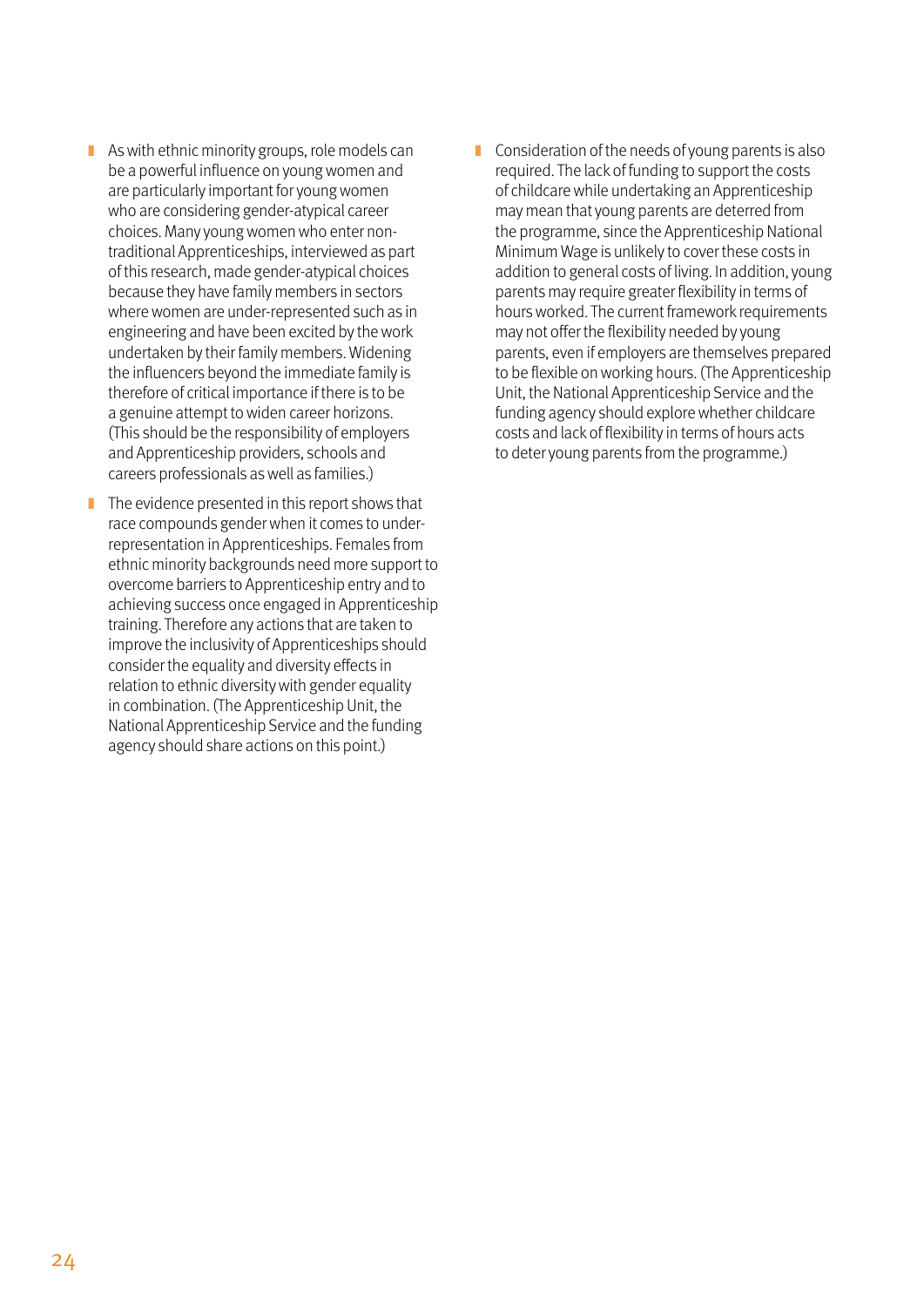- As with ethnic minority groups, role models can be a powerful influence on young women and are particularly important for young women who are considering gender-atypical career choices. Many young women who enter non-traditional Apprenticeships, interviewed as part of this research, made gender-atypical choices because they have family members in sectors where women are under-represented such as in engineering and have been excited by the work undertaken by their family members. Widening the influencers beyond the immediate family is therefore of critical importance if there is to be a genuine attempt to widen career horizons. (This should be the responsibility of employers and Apprenticeship providers, schools and careers professionals as well as families.)

- The evidence presented in this report shows that race compounds gender when it comes to under-representation in Apprenticeships. Females from ethnic minority backgrounds need more support to overcome barriers to Apprenticeship entry and to achieving success once engaged in Apprenticeship training. Therefore any actions that are taken to improve the inclusivity of Apprenticeships should consider the equality and diversity effects in relation to ethnic diversity with gender equality in combination. (The Apprenticeship Unit, the National Apprenticeship Service and the funding agency should share actions on this point.)

- Consideration of the needs of young parents is also required. The lack of funding to support the costs of childcare while undertaking an Apprenticeship may mean that young parents are deterred from the programme, since the Apprenticeship National Minimum Wage is unlikely to cover these costs in addition to general costs of living. In addition, young parents may require greater flexibility in terms of hours worked. The current framework requirements may not offer the flexibility needed by young parents, even if employers are themselves prepared to be flexible on working hours. (The Apprenticeship Unit, the National Apprenticeship Service and the funding agency should explore whether childcare costs and lack of flexibility in terms of hours acts to deter young parents from the programme.)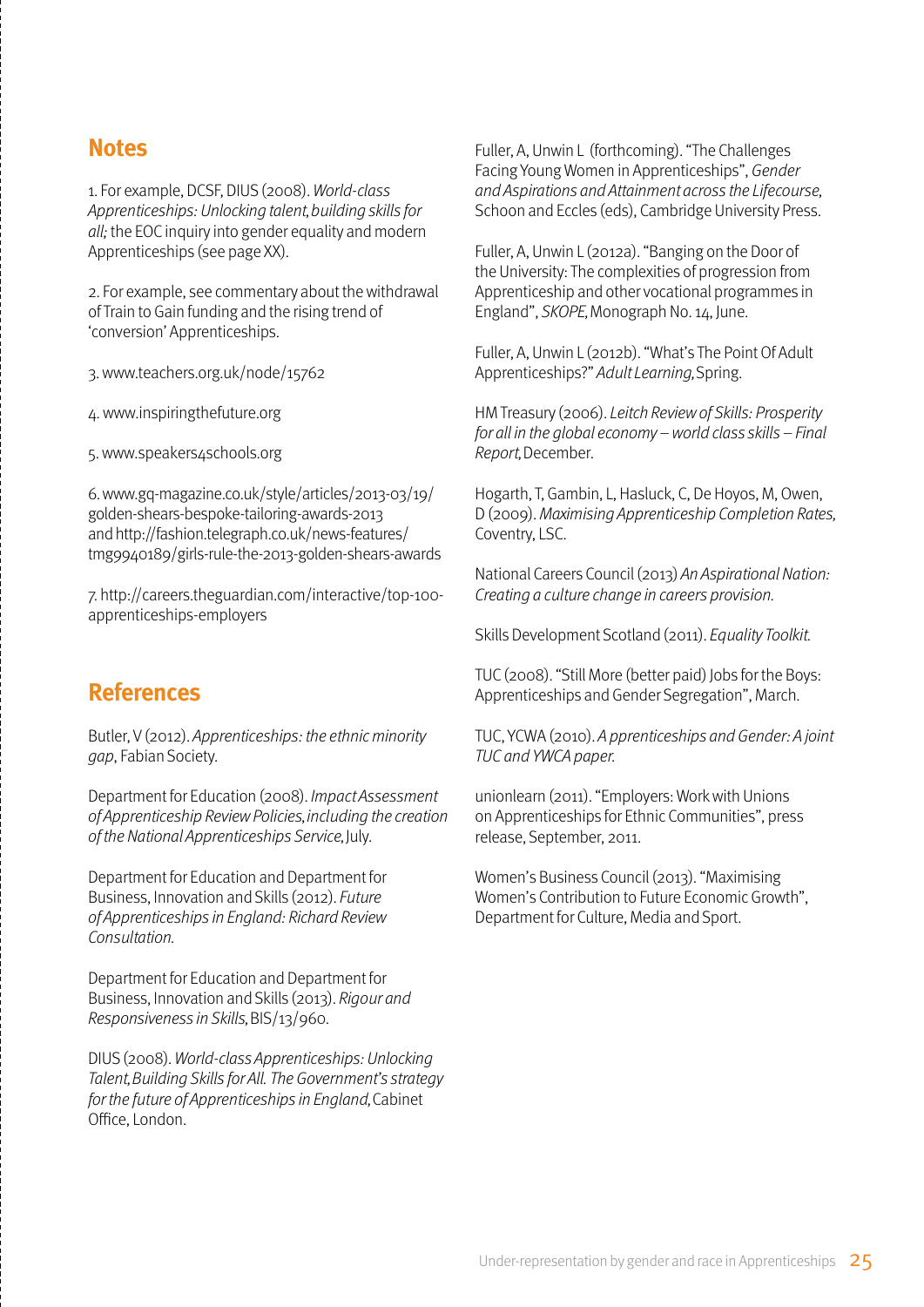## Notes

1. For example, DCSF, DIUS (2008). *World-class Apprenticeships: Unlocking talent, building skills for all;* the EOC inquiry into gender equality and modern Apprenticeships (see page XX).

2. For example, see commentary about the withdrawal of Train to Gain funding and the rising trend of 'conversion' Apprenticeships.

3. www.teachers.org.uk/node/15762

4. www.inspiringthefuture.org

5. www.speakers4schools.org

6. www.gq-magazine.co.uk/style/articles/2013-03/19/golden-shears-bespoke-tailoring-awards-2013 and http://fashion.telegraph.co.uk/news-features/tmg9940189/girls-rule-the-2013-golden-shears-awards

7. http://careers.theguardian.com/interactive/top-100-apprenticeships-employers

## References

Butler, V (2012). *Apprenticeships: the ethnic minority gap*, Fabian Society.

Department for Education (2008). *Impact Assessment of Apprenticeship Review Policies, including the creation of the National Apprenticeships Service,* July.

Department for Education and Department for Business, Innovation and Skills (2012). *Future of Apprenticeships in England: Richard Review Consultation.*

Department for Education and Department for Business, Innovation and Skills (2013). *Rigour and Responsiveness in Skills,* BIS/13/960.

DIUS (2008). *World-class Apprenticeships: Unlocking Talent, Building Skills for All. The Government's strategy for the future of Apprenticeships in England,* Cabinet Office, London.

Fuller, A, Unwin L (forthcoming). "The Challenges Facing Young Women in Apprenticeships", *Gender and Aspirations and Attainment across the Lifecourse,* Schoon and Eccles (eds), Cambridge University Press.

Fuller, A, Unwin L (2012a). "Banging on the Door of the University: The complexities of progression from Apprenticeship and other vocational programmes in England", *SKOPE,* Monograph No. 14, June.

Fuller, A, Unwin L (2012b). "What's The Point Of Adult Apprenticeships?" *Adult Learning,* Spring.

HM Treasury (2006). *Leitch Review of Skills: Prosperity for all in the global economy – world class skills – Final Report,* December.

Hogarth, T, Gambin, L, Hasluck, C, De Hoyos, M, Owen, D (2009). *Maximising Apprenticeship Completion Rates,* Coventry, LSC.

National Careers Council (2013) *An Aspirational Nation: Creating a culture change in careers provision.*

Skills Development Scotland (2011). *Equality Toolkit.*

TUC (2008). "Still More (better paid) Jobs for the Boys: Apprenticeships and Gender Segregation", March.

TUC, YCWA (2010). *A pprenticeships and Gender: A joint TUC and YWCA paper.*

unionlearn (2011). "Employers: Work with Unions on Apprenticeships for Ethnic Communities", press release, September, 2011.

Women's Business Council (2013). "Maximising Women's Contribution to Future Economic Growth", Department for Culture, Media and Sport.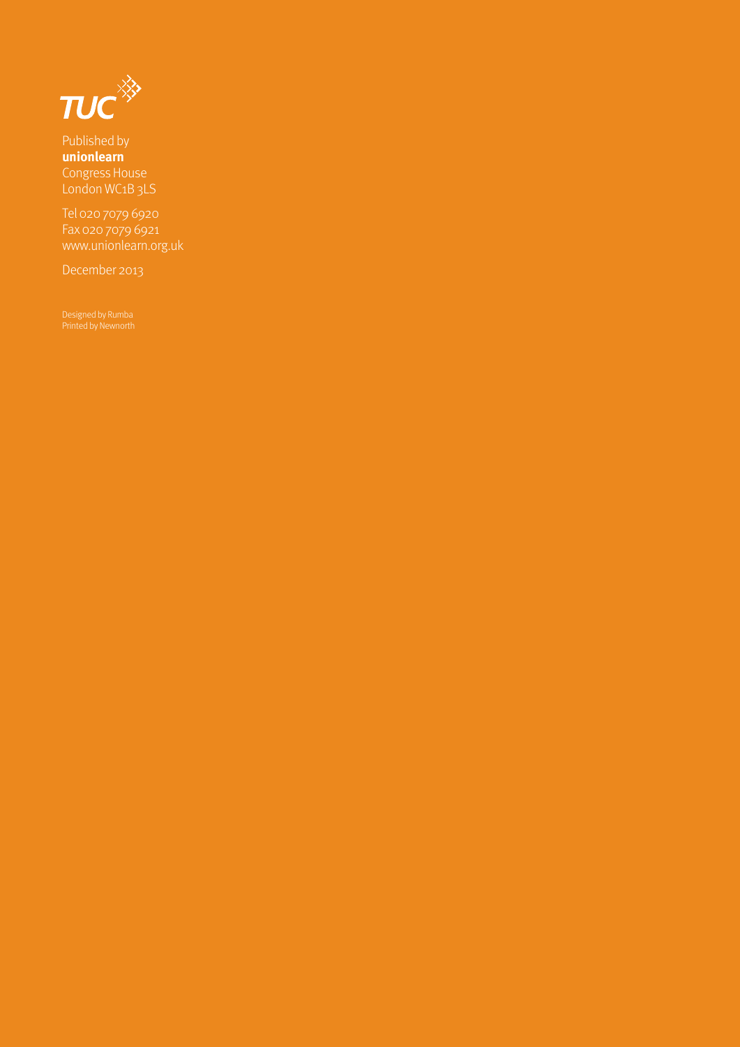TUC

Published by
**unionlearn**
Congress House
London WC1B 3LS

Tel 020 7079 6920
Fax 020 7079 6921
www.unionlearn.org.uk

December 2013

Designed by Rumba
Printed by Newnorth